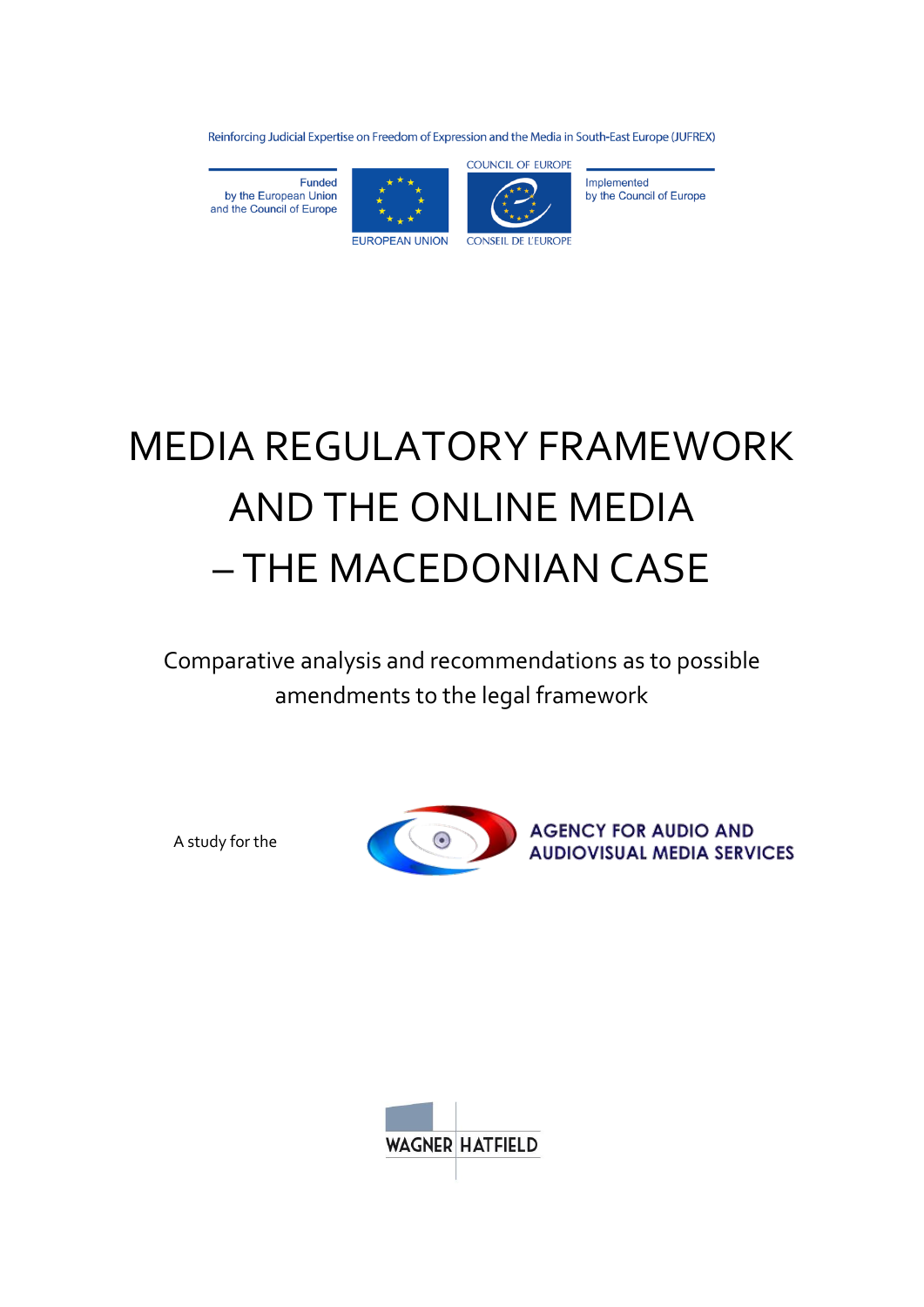Reinforcing Judicial Expertise on Freedom of Expression and the Media in South-East Europe (JUFREX)

Funded by the European Union and the Council of Europe

EUROPEAN UNION

COUNCIL OF EUROPE

CONSEIL DE L'EUROPE

Implemented by the Council of Europe

# MEDIA REGULATORY FRAMEWORK AND THE ONLINE MEDIA – THE MACEDONIAN CASE

Comparative analysis and recommendations as to possible amendments to the legal framework

A study for the AGENCY FOR AUDIO AND AUDIOVISUAL MEDIA SERVICES

WAGNER HATFIELD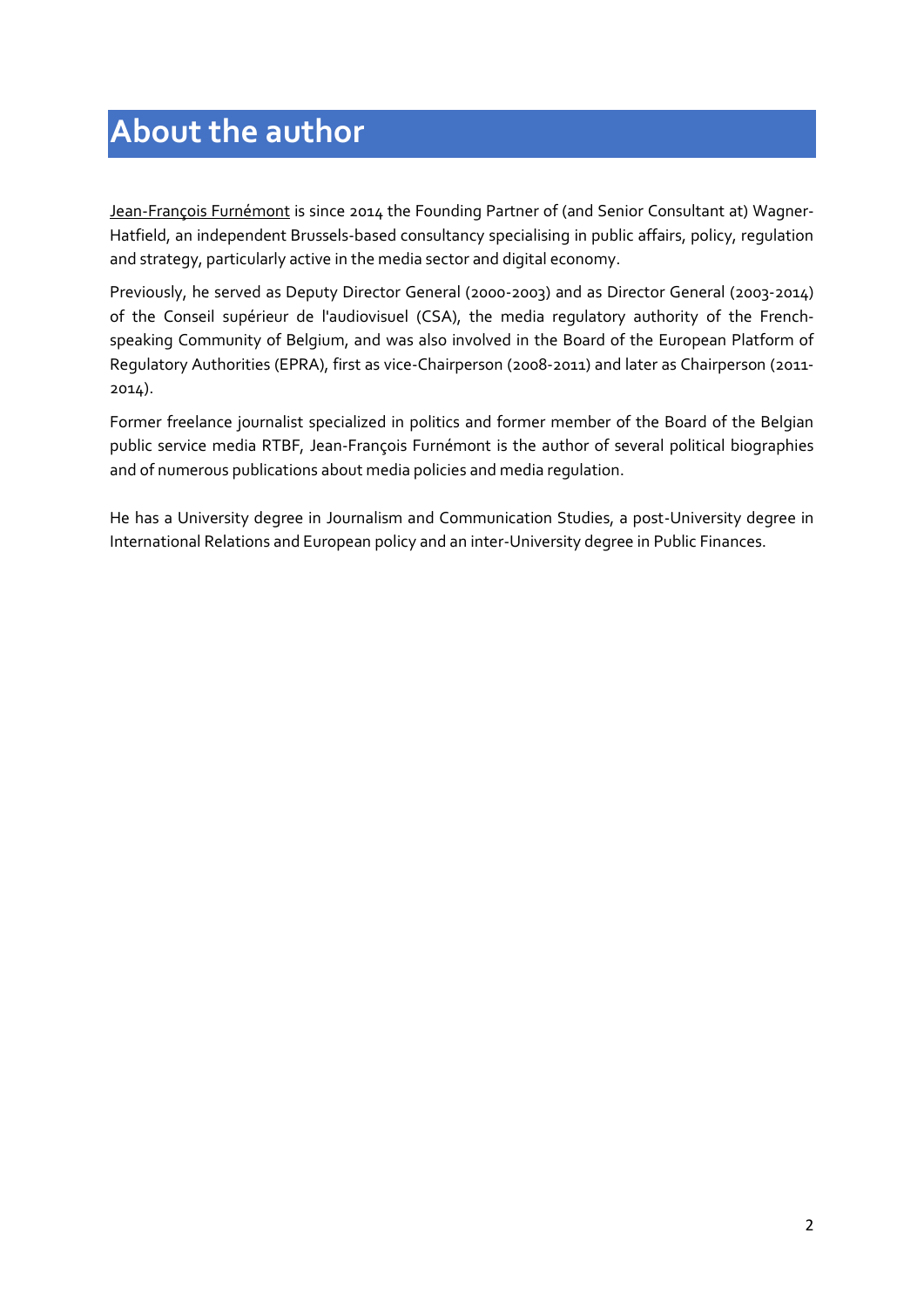# About the author

Jean-François Furnémont is since 2014 the Founding Partner of (and Senior Consultant at) Wagner-Hatfield, an independent Brussels-based consultancy specialising in public affairs, policy, regulation and strategy, particularly active in the media sector and digital economy.

Previously, he served as Deputy Director General (2000-2003) and as Director General (2003-2014) of the Conseil supérieur de l'audiovisuel (CSA), the media regulatory authority of the French-speaking Community of Belgium, and was also involved in the Board of the European Platform of Regulatory Authorities (EPRA), first as vice-Chairperson (2008-2011) and later as Chairperson (2011-2014).

Former freelance journalist specialized in politics and former member of the Board of the Belgian public service media RTBF, Jean-François Furnémont is the author of several political biographies and of numerous publications about media policies and media regulation.

He has a University degree in Journalism and Communication Studies, a post-University degree in International Relations and European policy and an inter-University degree in Public Finances.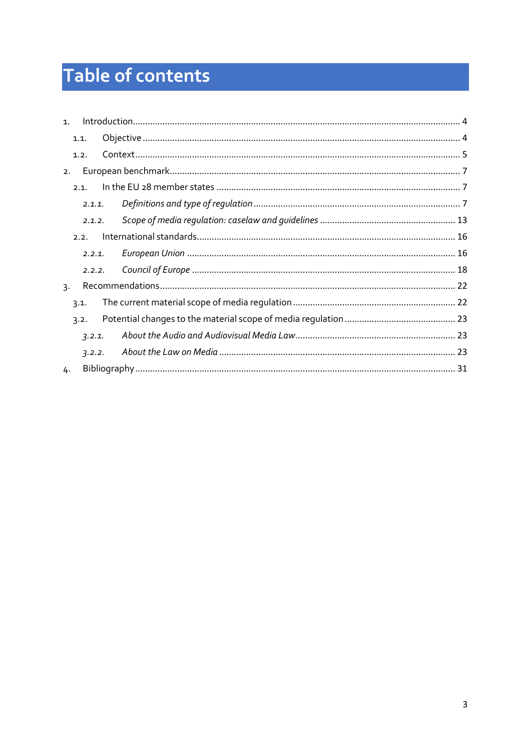# Table of contents

1. Introduction.................................................................................................................................... 4
   1.1. Objective ................................................................................................................................ 4
   1.2. Context.................................................................................................................................. 5
2. European benchmark..................................................................................................................... 7
   2.1. In the EU 28 member states .................................................................................................. 7
      *2.1.1. Definitions and type of regulation* .................................................................................. 7
      *2.1.2. Scope of media regulation: caselaw and guidelines* ....................................................... 13
   2.2. International standards......................................................................................................... 16
      *2.2.1. European Union* ........................................................................................................... 16
      *2.2.2. Council of Europe* .......................................................................................................... 18
3. Recommendations....................................................................................................................... 22
   3.1. The current material scope of media regulation ................................................................. 22
   3.2. Potential changes to the material scope of media regulation ............................................. 23
      *3.2.1. About the Audio and Audiovisual Media Law*................................................................. 23
      *3.2.2. About the Law on Media* ............................................................................................... 23
4. Bibliography ................................................................................................................................. 31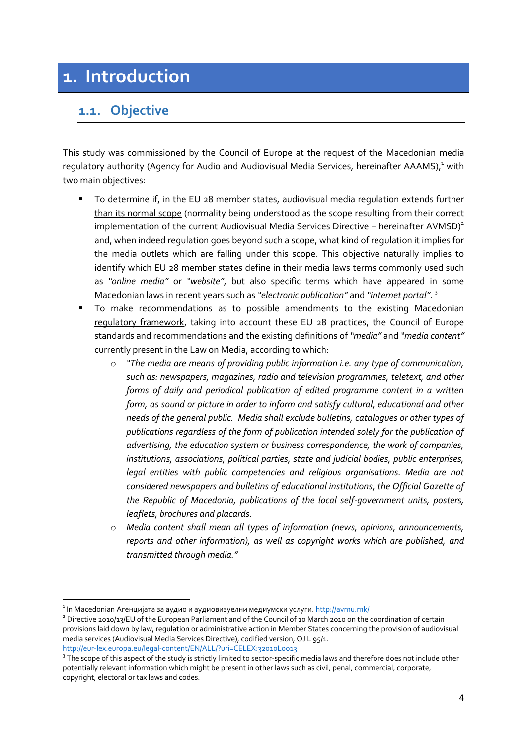# 1. Introduction

## 1.1. Objective

This study was commissioned by the Council of Europe at the request of the Macedonian media regulatory authority (Agency for Audio and Audiovisual Media Services, hereinafter AAAMS),[1] with two main objectives:

- To determine if, in the EU 28 member states, audiovisual media regulation extends further than its normal scope (normality being understood as the scope resulting from their correct implementation of the current Audiovisual Media Services Directive – hereinafter AVMSD)[2] and, when indeed regulation goes beyond such a scope, what kind of regulation it implies for the media outlets which are falling under this scope. This objective naturally implies to identify which EU 28 member states define in their media laws terms commonly used such as *"online media"* or *"website"*, but also specific terms which have appeared in some Macedonian laws in recent years such as *"electronic publication"* and *"internet portal"*.[3]
- To make recommendations as to possible amendments to the existing Macedonian regulatory framework, taking into account these EU 28 practices, the Council of Europe standards and recommendations and the existing definitions of *"media"* and *"media content"* currently present in the Law on Media, according to which:
  - *"The media are means of providing public information i.e. any type of communication, such as: newspapers, magazines, radio and television programmes, teletext, and other forms of daily and periodical publication of edited programme content in a written form, as sound or picture in order to inform and satisfy cultural, educational and other needs of the general public. Media shall exclude bulletins, catalogues or other types of publications regardless of the form of publication intended solely for the publication of advertising, the education system or business correspondence, the work of companies, institutions, associations, political parties, state and judicial bodies, public enterprises, legal entities with public competencies and religious organisations. Media are not considered newspapers and bulletins of educational institutions, the Official Gazette of the Republic of Macedonia, publications of the local self-government units, posters, leaflets, brochures and placards.*
  - *Media content shall mean all types of information (news, opinions, announcements, reports and other information), as well as copyright works which are published, and transmitted through media."*

---

[1] In Macedonian Агенцијата за аудио и аудиовизуелни медиумски услуги. http://avmu.mk/

[2] Directive 2010/13/EU of the European Parliament and of the Council of 10 March 2010 on the coordination of certain provisions laid down by law, regulation or administrative action in Member States concerning the provision of audiovisual media services (Audiovisual Media Services Directive), codified version, OJ L 95/1. http://eur-lex.europa.eu/legal-content/EN/ALL/?uri=CELEX:32010L0013

[3] The scope of this aspect of the study is strictly limited to sector-specific media laws and therefore does not include other potentially relevant information which might be present in other laws such as civil, penal, commercial, corporate, copyright, electoral or tax laws and codes.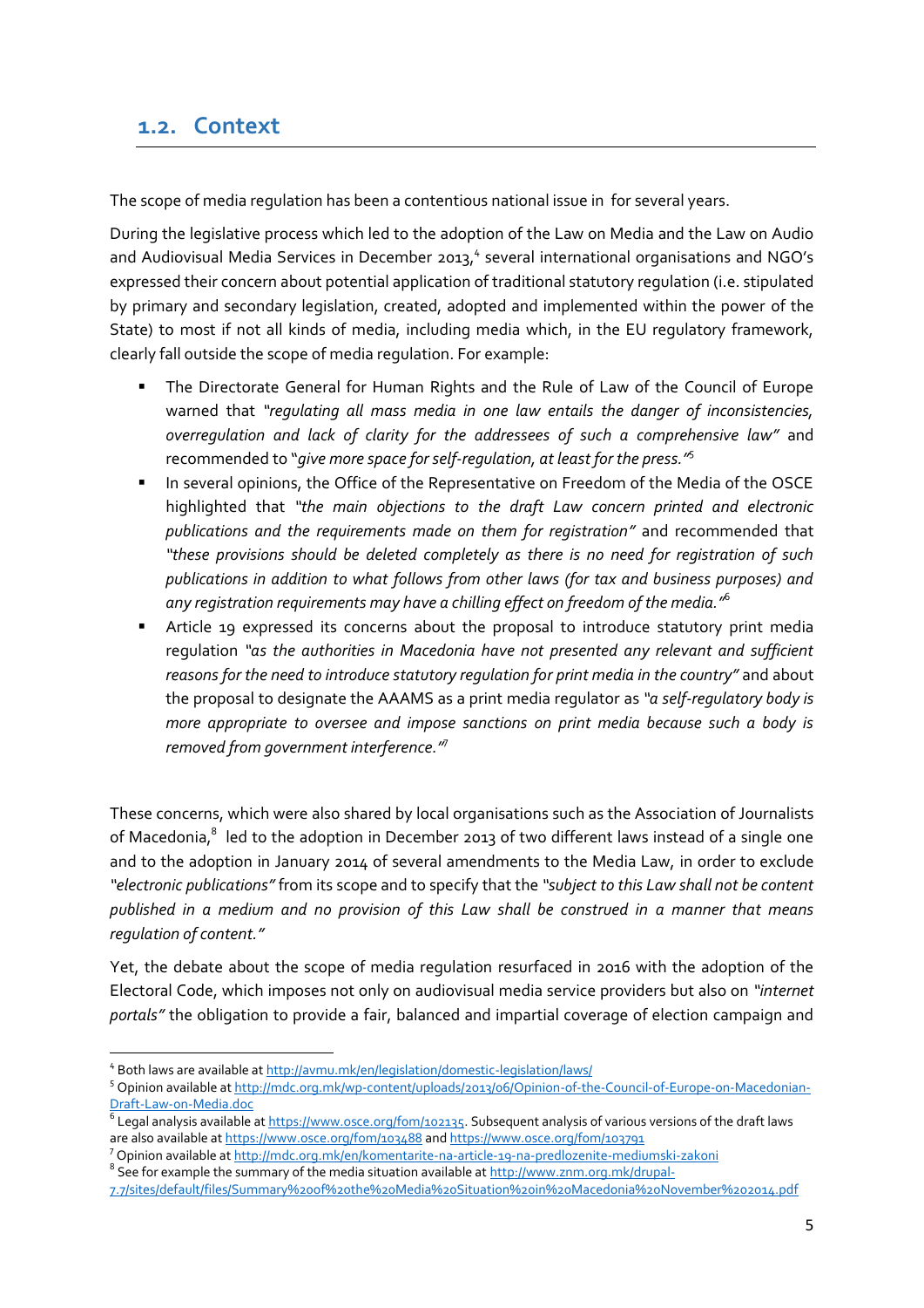## 1.2. Context

The scope of media regulation has been a contentious national issue in  for several years.

During the legislative process which led to the adoption of the Law on Media and the Law on Audio and Audiovisual Media Services in December 2013,[4] several international organisations and NGO's expressed their concern about potential application of traditional statutory regulation (i.e. stipulated by primary and secondary legislation, created, adopted and implemented within the power of the State) to most if not all kinds of media, including media which, in the EU regulatory framework, clearly fall outside the scope of media regulation. For example:

- The Directorate General for Human Rights and the Rule of Law of the Council of Europe warned that *"regulating all mass media in one law entails the danger of inconsistencies, overregulation and lack of clarity for the addressees of such a comprehensive law"* and recommended to *"give more space for self-regulation, at least for the press."*[5]
- In several opinions, the Office of the Representative on Freedom of the Media of the OSCE highlighted that *"the main objections to the draft Law concern printed and electronic publications and the requirements made on them for registration"* and recommended that *"these provisions should be deleted completely as there is no need for registration of such publications in addition to what follows from other laws (for tax and business purposes) and any registration requirements may have a chilling effect on freedom of the media."*[6]
- Article 19 expressed its concerns about the proposal to introduce statutory print media regulation *"as the authorities in Macedonia have not presented any relevant and sufficient reasons for the need to introduce statutory regulation for print media in the country"* and about the proposal to designate the AAAMS as a print media regulator as *"a self-regulatory body is more appropriate to oversee and impose sanctions on print media because such a body is removed from government interference."*[7]

These concerns, which were also shared by local organisations such as the Association of Journalists of Macedonia,[8] led to the adoption in December 2013 of two different laws instead of a single one and to the adoption in January 2014 of several amendments to the Media Law, in order to exclude *"electronic publications"* from its scope and to specify that the *"subject to this Law shall not be content published in a medium and no provision of this Law shall be construed in a manner that means regulation of content."*

Yet, the debate about the scope of media regulation resurfaced in 2016 with the adoption of the Electoral Code, which imposes not only on audiovisual media service providers but also on *"internet portals"* the obligation to provide a fair, balanced and impartial coverage of election campaign and

---

[4] Both laws are available at http://avmu.mk/en/legislation/domestic-legislation/laws/

[5] Opinion available at http://mdc.org.mk/wp-content/uploads/2013/06/Opinion-of-the-Council-of-Europe-on-Macedonian-Draft-Law-on-Media.doc

[6] Legal analysis available at https://www.osce.org/fom/102135. Subsequent analysis of various versions of the draft laws are also available at https://www.osce.org/fom/103488 and https://www.osce.org/fom/103791

[7] Opinion available at http://mdc.org.mk/en/komentarite-na-article-19-na-predlozenite-mediumski-zakoni

[8] See for example the summary of the media situation available at http://www.znm.org.mk/drupal-7.7/sites/default/files/Summary%20of%20the%20Media%20Situation%20in%20Macedonia%20November%202014.pdf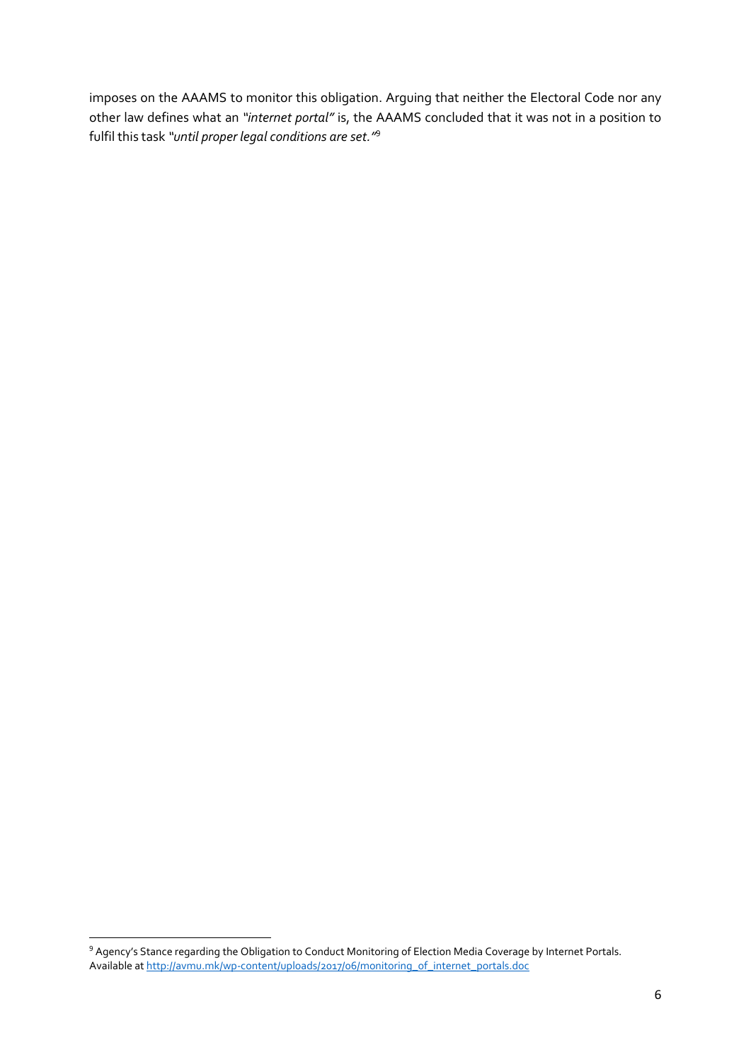imposes on the AAAMS to monitor this obligation. Arguing that neither the Electoral Code nor any other law defines what an *"internet portal"* is, the AAAMS concluded that it was not in a position to fulfil this task *"until proper legal conditions are set."*[9]

[9] Agency's Stance regarding the Obligation to Conduct Monitoring of Election Media Coverage by Internet Portals. Available at http://avmu.mk/wp-content/uploads/2017/06/monitoring_of_internet_portals.doc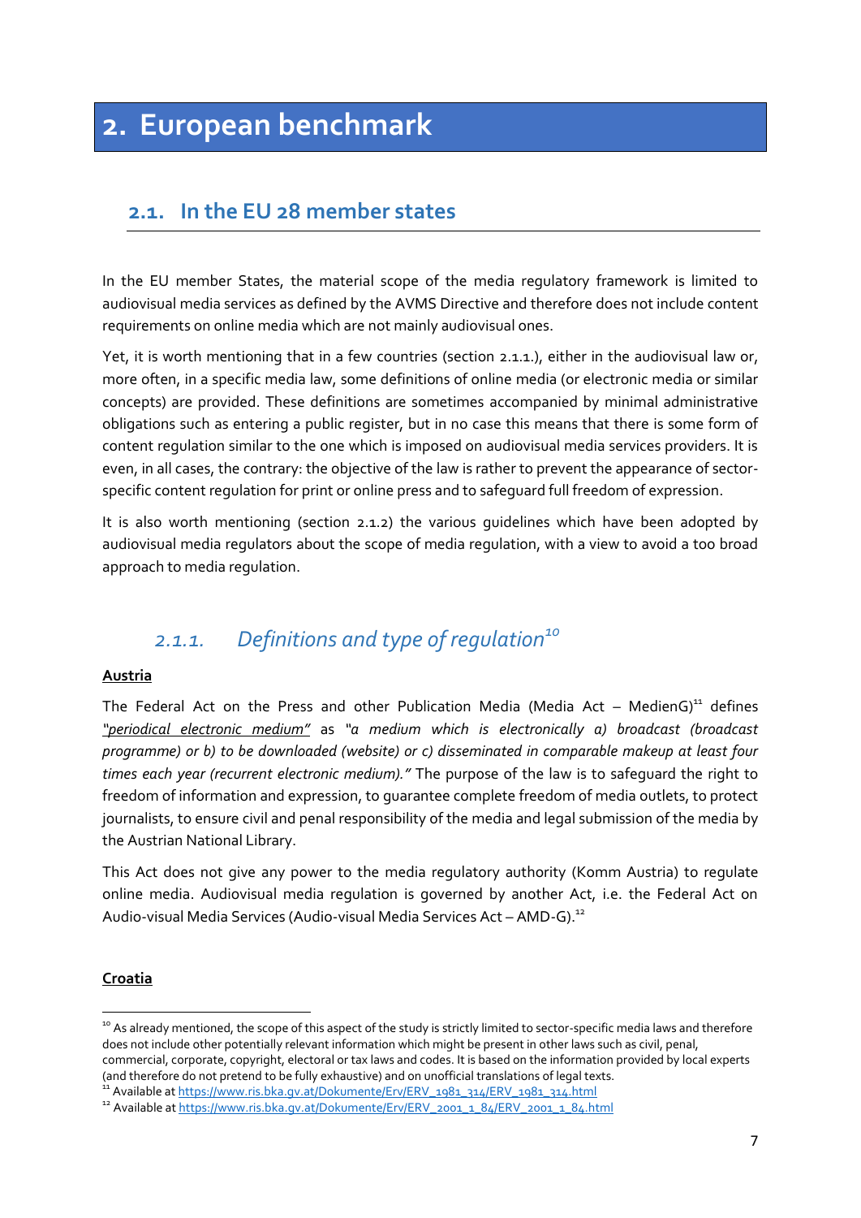# 2. European benchmark

## 2.1. In the EU 28 member states

In the EU member States, the material scope of the media regulatory framework is limited to audiovisual media services as defined by the AVMS Directive and therefore does not include content requirements on online media which are not mainly audiovisual ones.

Yet, it is worth mentioning that in a few countries (section 2.1.1.), either in the audiovisual law or, more often, in a specific media law, some definitions of online media (or electronic media or similar concepts) are provided. These definitions are sometimes accompanied by minimal administrative obligations such as entering a public register, but in no case this means that there is some form of content regulation similar to the one which is imposed on audiovisual media services providers. It is even, in all cases, the contrary: the objective of the law is rather to prevent the appearance of sector-specific content regulation for print or online press and to safeguard full freedom of expression.

It is also worth mentioning (section 2.1.2) the various guidelines which have been adopted by audiovisual media regulators about the scope of media regulation, with a view to avoid a too broad approach to media regulation.

### *2.1.1. Definitions and type of regulation*[10]

**Austria**

The Federal Act on the Press and other Publication Media (Media Act – MedienG)[11] defines *"periodical electronic medium"* as *"a medium which is electronically a) broadcast (broadcast programme) or b) to be downloaded (website) or c) disseminated in comparable makeup at least four times each year (recurrent electronic medium)."* The purpose of the law is to safeguard the right to freedom of information and expression, to guarantee complete freedom of media outlets, to protect journalists, to ensure civil and penal responsibility of the media and legal submission of the media by the Austrian National Library.

This Act does not give any power to the media regulatory authority (Komm Austria) to regulate online media. Audiovisual media regulation is governed by another Act, i.e. the Federal Act on Audio-visual Media Services (Audio-visual Media Services Act – AMD-G).[12]

**Croatia**

[10] As already mentioned, the scope of this aspect of the study is strictly limited to sector-specific media laws and therefore does not include other potentially relevant information which might be present in other laws such as civil, penal, commercial, corporate, copyright, electoral or tax laws and codes. It is based on the information provided by local experts (and therefore do not pretend to be fully exhaustive) and on unofficial translations of legal texts.

[11] Available at https://www.ris.bka.gv.at/Dokumente/Erv/ERV_1981_314/ERV_1981_314.html

[12] Available at https://www.ris.bka.gv.at/Dokumente/Erv/ERV_2001_1_84/ERV_2001_1_84.html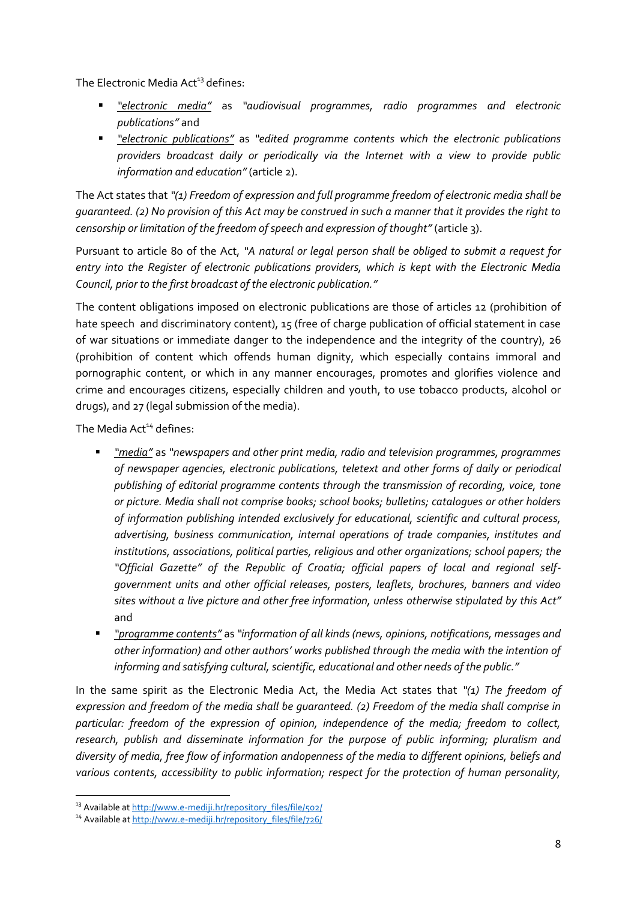The Electronic Media Act[13] defines:

- *"electronic media"* as *"audiovisual programmes, radio programmes and electronic publications"* and
- *"electronic publications"* as *"edited programme contents which the electronic publications providers broadcast daily or periodically via the Internet with a view to provide public information and education"* (article 2).

The Act states that *"(1) Freedom of expression and full programme freedom of electronic media shall be guaranteed. (2) No provision of this Act may be construed in such a manner that it provides the right to censorship or limitation of the freedom of speech and expression of thought"* (article 3).

Pursuant to article 80 of the Act, *"A natural or legal person shall be obliged to submit a request for entry into the Register of electronic publications providers, which is kept with the Electronic Media Council, prior to the first broadcast of the electronic publication."*

The content obligations imposed on electronic publications are those of articles 12 (prohibition of hate speech and discriminatory content), 15 (free of charge publication of official statement in case of war situations or immediate danger to the independence and the integrity of the country), 26 (prohibition of content which offends human dignity, which especially contains immoral and pornographic content, or which in any manner encourages, promotes and glorifies violence and crime and encourages citizens, especially children and youth, to use tobacco products, alcohol or drugs), and 27 (legal submission of the media).

The Media Act[14] defines:

- *"media"* as *"newspapers and other print media, radio and television programmes, programmes of newspaper agencies, electronic publications, teletext and other forms of daily or periodical publishing of editorial programme contents through the transmission of recording, voice, tone or picture. Media shall not comprise books; school books; bulletins; catalogues or other holders of information publishing intended exclusively for educational, scientific and cultural process, advertising, business communication, internal operations of trade companies, institutes and institutions, associations, political parties, religious and other organizations; school papers; the "Official Gazette" of the Republic of Croatia; official papers of local and regional self-government units and other official releases, posters, leaflets, brochures, banners and video sites without a live picture and other free information, unless otherwise stipulated by this Act"* and
- *"programme contents"* as *"information of all kinds (news, opinions, notifications, messages and other information) and other authors' works published through the media with the intention of informing and satisfying cultural, scientific, educational and other needs of the public."*

In the same spirit as the Electronic Media Act, the Media Act states that *"(1) The freedom of expression and freedom of the media shall be guaranteed. (2) Freedom of the media shall comprise in particular: freedom of the expression of opinion, independence of the media; freedom to collect, research, publish and disseminate information for the purpose of public informing; pluralism and diversity of media, free flow of information andopenness of the media to different opinions, beliefs and various contents, accessibility to public information; respect for the protection of human personality,*

[13] Available at http://www.e-mediji.hr/repository_files/file/502/

[14] Available at http://www.e-mediji.hr/repository_files/file/726/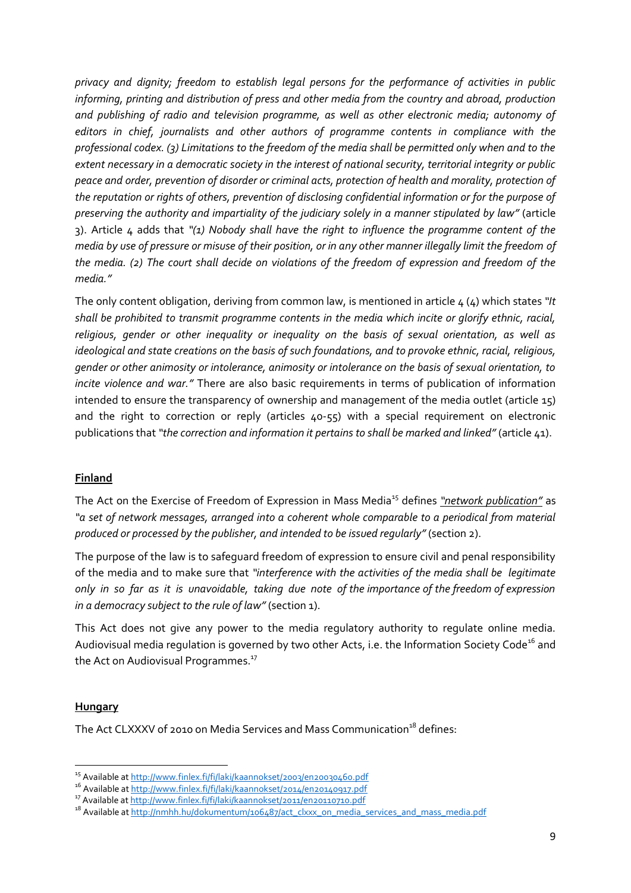*privacy and dignity; freedom to establish legal persons for the performance of activities in public informing, printing and distribution of press and other media from the country and abroad, production and publishing of radio and television programme, as well as other electronic media; autonomy of editors in chief, journalists and other authors of programme contents in compliance with the professional codex. (3) Limitations to the freedom of the media shall be permitted only when and to the extent necessary in a democratic society in the interest of national security, territorial integrity or public peace and order, prevention of disorder or criminal acts, protection of health and morality, protection of the reputation or rights of others, prevention of disclosing confidential information or for the purpose of preserving the authority and impartiality of the judiciary solely in a manner stipulated by law"* (article 3). Article 4 adds that *"(1) Nobody shall have the right to influence the programme content of the media by use of pressure or misuse of their position, or in any other manner illegally limit the freedom of the media. (2) The court shall decide on violations of the freedom of expression and freedom of the media."*

The only content obligation, deriving from common law, is mentioned in article 4 (4) which states *"It shall be prohibited to transmit programme contents in the media which incite or glorify ethnic, racial, religious, gender or other inequality or inequality on the basis of sexual orientation, as well as ideological and state creations on the basis of such foundations, and to provoke ethnic, racial, religious, gender or other animosity or intolerance, animosity or intolerance on the basis of sexual orientation, to incite violence and war."* There are also basic requirements in terms of publication of information intended to ensure the transparency of ownership and management of the media outlet (article 15) and the right to correction or reply (articles 40-55) with a special requirement on electronic publications that *"the correction and information it pertains to shall be marked and linked"* (article 41).

## Finland

The Act on the Exercise of Freedom of Expression in Mass Media[15] defines ***"network publication"*** as *"a set of network messages, arranged into a coherent whole comparable to a periodical from material produced or processed by the publisher, and intended to be issued regularly"* (section 2).

The purpose of the law is to safeguard freedom of expression to ensure civil and penal responsibility of the media and to make sure that *"interference with the activities of the media shall be legitimate only in so far as it is unavoidable, taking due note of the importance of the freedom of expression in a democracy subject to the rule of law"* (section 1).

This Act does not give any power to the media regulatory authority to regulate online media. Audiovisual media regulation is governed by two other Acts, i.e. the Information Society Code[16] and the Act on Audiovisual Programmes.[17]

## Hungary

The Act CLXXXV of 2010 on Media Services and Mass Communication[18] defines:

---

[15] Available at http://www.finlex.fi/fi/laki/kaannokset/2003/en20030460.pdf

[16] Available at http://www.finlex.fi/fi/laki/kaannokset/2014/en20140917.pdf

[17] Available at http://www.finlex.fi/fi/laki/kaannokset/2011/en20110710.pdf

[18] Available at http://nmhh.hu/dokumentum/106487/act_clxxx_on_media_services_and_mass_media.pdf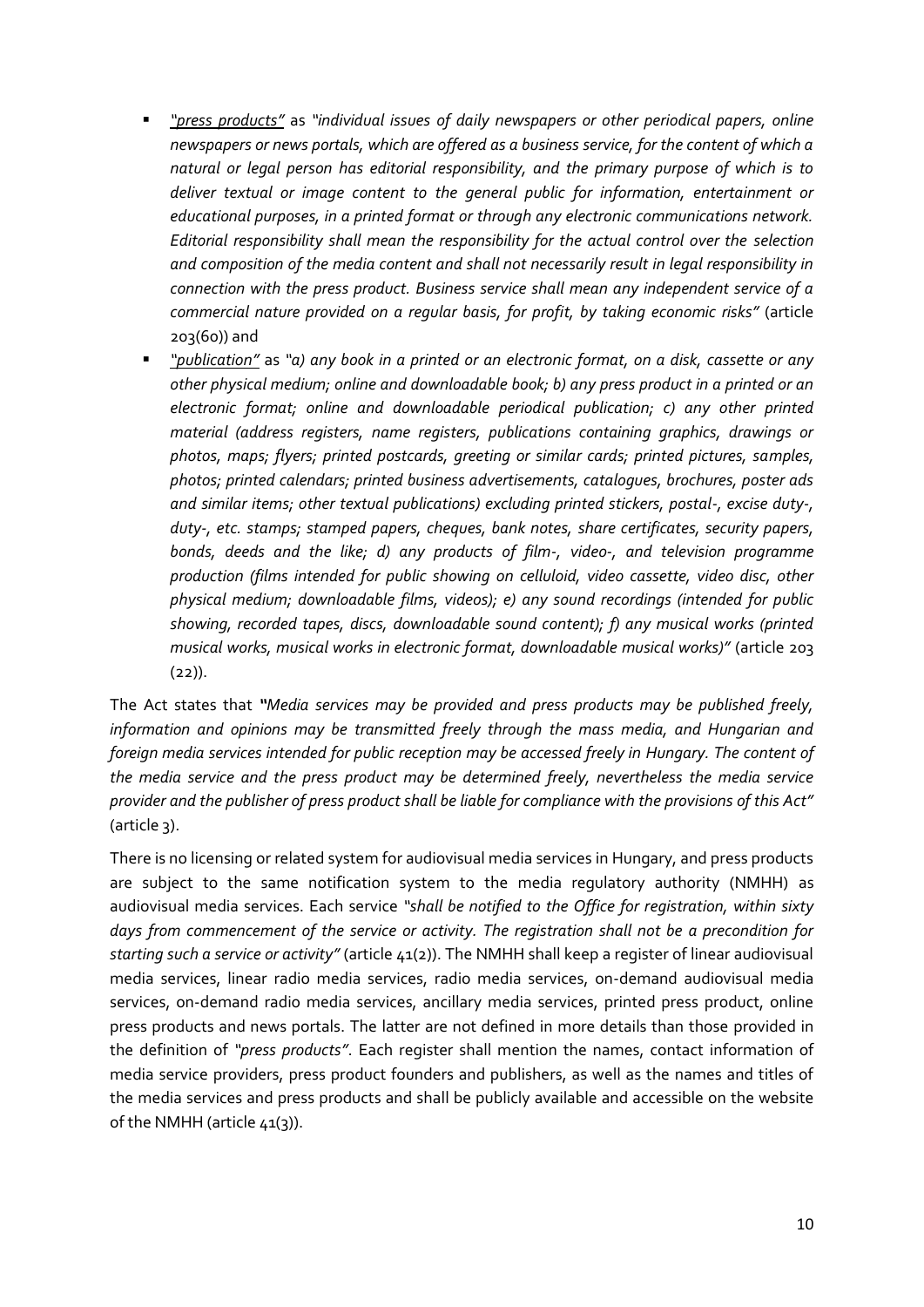- *"press products"* as *"individual issues of daily newspapers or other periodical papers, online newspapers or news portals, which are offered as a business service, for the content of which a natural or legal person has editorial responsibility, and the primary purpose of which is to deliver textual or image content to the general public for information, entertainment or educational purposes, in a printed format or through any electronic communications network. Editorial responsibility shall mean the responsibility for the actual control over the selection and composition of the media content and shall not necessarily result in legal responsibility in connection with the press product. Business service shall mean any independent service of a commercial nature provided on a regular basis, for profit, by taking economic risks"* (article 203(60)) and
- *"publication"* as *"a) any book in a printed or an electronic format, on a disk, cassette or any other physical medium; online and downloadable book; b) any press product in a printed or an electronic format; online and downloadable periodical publication; c) any other printed material (address registers, name registers, publications containing graphics, drawings or photos, maps; flyers; printed postcards, greeting or similar cards; printed pictures, samples, photos; printed calendars; printed business advertisements, catalogues, brochures, poster ads and similar items; other textual publications) excluding printed stickers, postal-, excise duty-, duty-, etc. stamps; stamped papers, cheques, bank notes, share certificates, security papers, bonds, deeds and the like; d) any products of film-, video-, and television programme production (films intended for public showing on celluloid, video cassette, video disc, other physical medium; downloadable films, videos); e) any sound recordings (intended for public showing, recorded tapes, discs, downloadable sound content); f) any musical works (printed musical works, musical works in electronic format, downloadable musical works)"* (article 203 (22)).

The Act states that *"Media services may be provided and press products may be published freely, information and opinions may be transmitted freely through the mass media, and Hungarian and foreign media services intended for public reception may be accessed freely in Hungary. The content of the media service and the press product may be determined freely, nevertheless the media service provider and the publisher of press product shall be liable for compliance with the provisions of this Act"* (article 3).

There is no licensing or related system for audiovisual media services in Hungary, and press products are subject to the same notification system to the media regulatory authority (NMHH) as audiovisual media services. Each service *"shall be notified to the Office for registration, within sixty days from commencement of the service or activity. The registration shall not be a precondition for starting such a service or activity"* (article 41(2)). The NMHH shall keep a register of linear audiovisual media services, linear radio media services, radio media services, on-demand audiovisual media services, on-demand radio media services, ancillary media services, printed press product, online press products and news portals. The latter are not defined in more details than those provided in the definition of *"press products"*. Each register shall mention the names, contact information of media service providers, press product founders and publishers, as well as the names and titles of the media services and press products and shall be publicly available and accessible on the website of the NMHH (article 41(3)).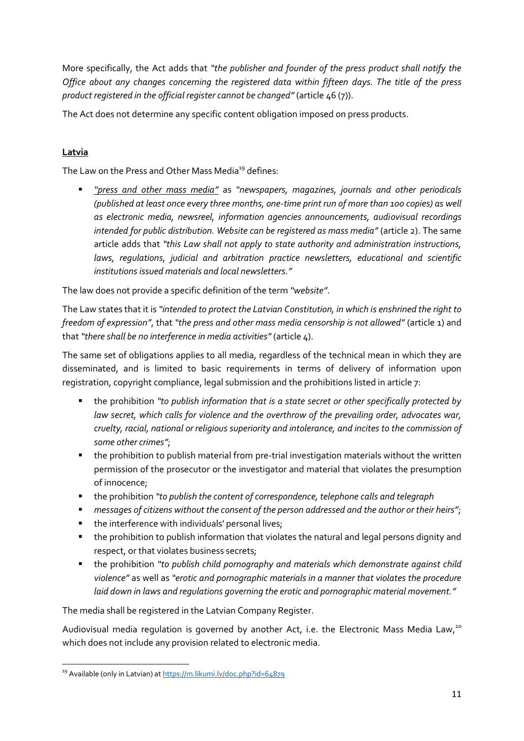More specifically, the Act adds that *"the publisher and founder of the press product shall notify the Office about any changes concerning the registered data within fifteen days. The title of the press product registered in the official register cannot be changed"* (article 46 (7)).

The Act does not determine any specific content obligation imposed on press products.

**Latvia**

The Law on the Press and Other Mass Media[19] defines:

- *"press and other mass media"* as *"newspapers, magazines, journals and other periodicals (published at least once every three months, one-time print run of more than 100 copies) as well as electronic media, newsreel, information agencies announcements, audiovisual recordings intended for public distribution. Website can be registered as mass media"* (article 2). The same article adds that *"this Law shall not apply to state authority and administration instructions, laws, regulations, judicial and arbitration practice newsletters, educational and scientific institutions issued materials and local newsletters."*

The law does not provide a specific definition of the term *"website"*.

The Law states that it is *"intended to protect the Latvian Constitution, in which is enshrined the right to freedom of expression"*, that *"the press and other mass media censorship is not allowed"* (article 1) and that *"there shall be no interference in media activities"* (article 4).

The same set of obligations applies to all media, regardless of the technical mean in which they are disseminated, and is limited to basic requirements in terms of delivery of information upon registration, copyright compliance, legal submission and the prohibitions listed in article 7:

- the prohibition *"to publish information that is a state secret or other specifically protected by law secret, which calls for violence and the overthrow of the prevailing order, advocates war, cruelty, racial, national or religious superiority and intolerance, and incites to the commission of some other crimes"*;
- the prohibition to publish material from pre-trial investigation materials without the written permission of the prosecutor or the investigator and material that violates the presumption of innocence;
- the prohibition *"to publish the content of correspondence, telephone calls and telegraph*
- *messages of citizens without the consent of the person addressed and the author or their heirs"*;
- the interference with individuals' personal lives;
- the prohibition to publish information that violates the natural and legal persons dignity and respect, or that violates business secrets;
- the prohibition *"to publish child pornography and materials which demonstrate against child violence"* as well as *"erotic and pornographic materials in a manner that violates the procedure laid down in laws and regulations governing the erotic and pornographic material movement."*

The media shall be registered in the Latvian Company Register.

Audiovisual media regulation is governed by another Act, i.e. the Electronic Mass Media Law,[20] which does not include any provision related to electronic media.

[19] Available (only in Latvian) at https://m.likumi.lv/doc.php?id=64879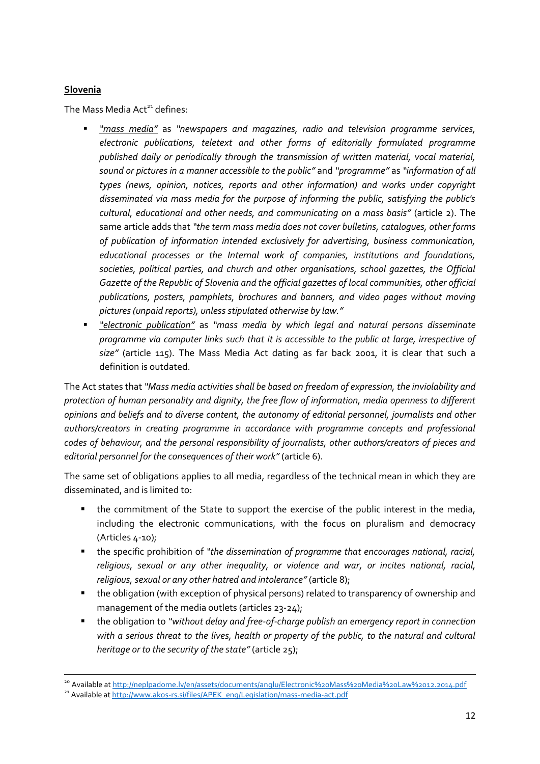**Slovenia**

The Mass Media Act[21] defines:

- *"mass media"* as *"newspapers and magazines, radio and television programme services, electronic publications, teletext and other forms of editorially formulated programme published daily or periodically through the transmission of written material, vocal material, sound or pictures in a manner accessible to the public"* and *"programme"* as *"information of all types (news, opinion, notices, reports and other information) and works under copyright disseminated via mass media for the purpose of informing the public, satisfying the public's cultural, educational and other needs, and communicating on a mass basis"* (article 2). The same article adds that *"the term mass media does not cover bulletins, catalogues, other forms of publication of information intended exclusively for advertising, business communication, educational processes or the Internal work of companies, institutions and foundations, societies, political parties, and church and other organisations, school gazettes, the Official Gazette of the Republic of Slovenia and the official gazettes of local communities, other official publications, posters, pamphlets, brochures and banners, and video pages without moving pictures (unpaid reports), unless stipulated otherwise by law."*
- *"electronic publication"* as *"mass media by which legal and natural persons disseminate programme via computer links such that it is accessible to the public at large, irrespective of size"* (article 115). The Mass Media Act dating as far back 2001, it is clear that such a definition is outdated.

The Act states that *"Mass media activities shall be based on freedom of expression, the inviolability and protection of human personality and dignity, the free flow of information, media openness to different opinions and beliefs and to diverse content, the autonomy of editorial personnel, journalists and other authors/creators in creating programme in accordance with programme concepts and professional codes of behaviour, and the personal responsibility of journalists, other authors/creators of pieces and editorial personnel for the consequences of their work"* (article 6).

The same set of obligations applies to all media, regardless of the technical mean in which they are disseminated, and is limited to:

- the commitment of the State to support the exercise of the public interest in the media, including the electronic communications, with the focus on pluralism and democracy (Articles 4-10);
- the specific prohibition of *"the dissemination of programme that encourages national, racial, religious, sexual or any other inequality, or violence and war, or incites national, racial, religious, sexual or any other hatred and intolerance"* (article 8);
- the obligation (with exception of physical persons) related to transparency of ownership and management of the media outlets (articles 23-24);
- the obligation to *"without delay and free-of-charge publish an emergency report in connection with a serious threat to the lives, health or property of the public, to the natural and cultural heritage or to the security of the state"* (article 25);

---

[20] Available at http://neplpadome.lv/en/assets/documents/anglu/Electronic%20Mass%20Media%20Law%2012.2014.pdf

[21] Available at http://www.akos-rs.si/files/APEK_eng/Legislation/mass-media-act.pdf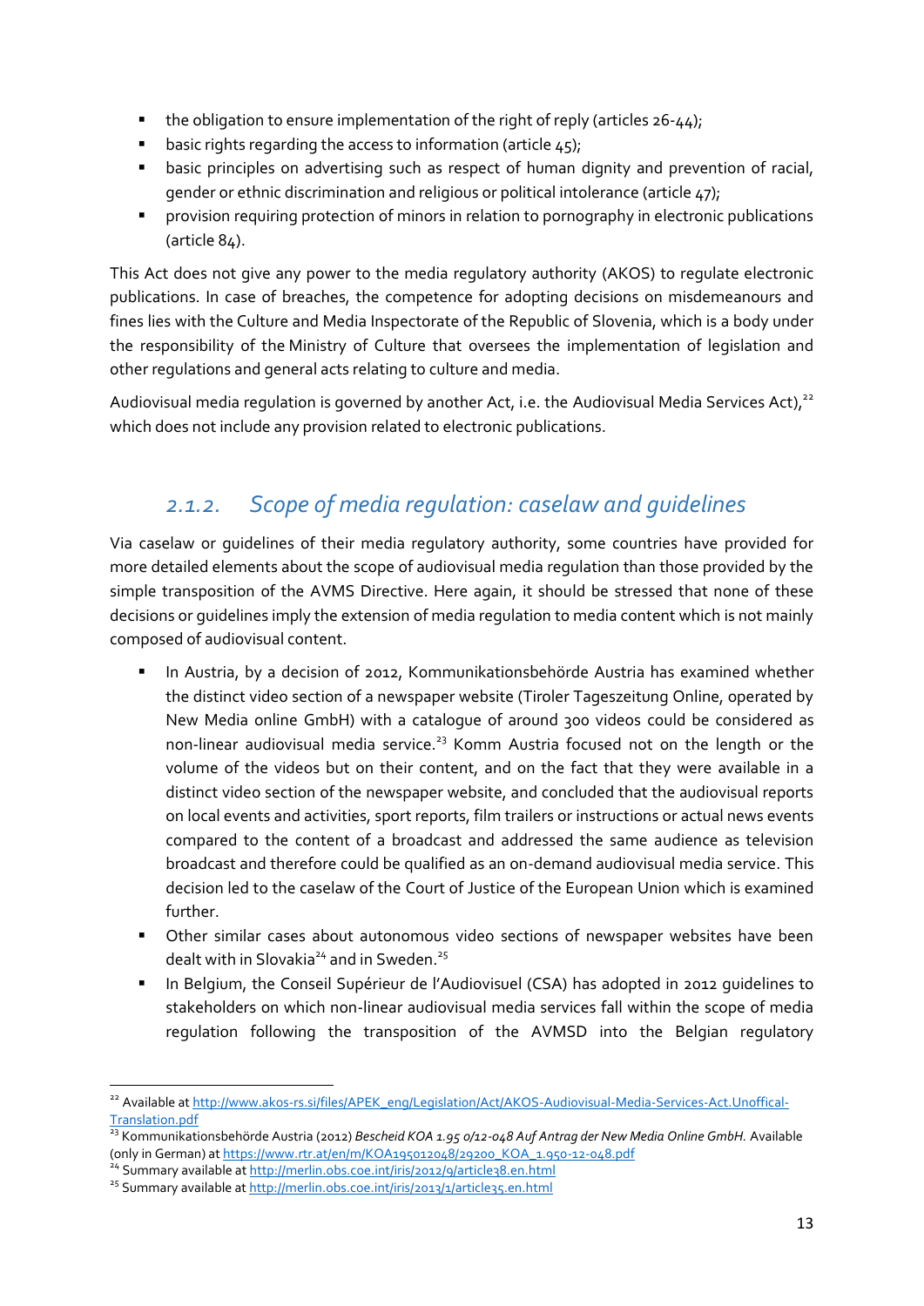- the obligation to ensure implementation of the right of reply (articles 26-44);
- basic rights regarding the access to information (article 45);
- basic principles on advertising such as respect of human dignity and prevention of racial, gender or ethnic discrimination and religious or political intolerance (article 47);
- provision requiring protection of minors in relation to pornography in electronic publications (article 84).

This Act does not give any power to the media regulatory authority (AKOS) to regulate electronic publications. In case of breaches, the competence for adopting decisions on misdemeanours and fines lies with the Culture and Media Inspectorate of the Republic of Slovenia, which is a body under the responsibility of the Ministry of Culture that oversees the implementation of legislation and other regulations and general acts relating to culture and media.

Audiovisual media regulation is governed by another Act, i.e. the Audiovisual Media Services Act),[22] which does not include any provision related to electronic publications.

### *2.1.2. Scope of media regulation: caselaw and guidelines*

Via caselaw or guidelines of their media regulatory authority, some countries have provided for more detailed elements about the scope of audiovisual media regulation than those provided by the simple transposition of the AVMS Directive. Here again, it should be stressed that none of these decisions or guidelines imply the extension of media regulation to media content which is not mainly composed of audiovisual content.

- In Austria, by a decision of 2012, Kommunikationsbehörde Austria has examined whether the distinct video section of a newspaper website (Tiroler Tageszeitung Online, operated by New Media online GmbH) with a catalogue of around 300 videos could be considered as non-linear audiovisual media service.[23] Komm Austria focused not on the length or the volume of the videos but on their content, and on the fact that they were available in a distinct video section of the newspaper website, and concluded that the audiovisual reports on local events and activities, sport reports, film trailers or instructions or actual news events compared to the content of a broadcast and addressed the same audience as television broadcast and therefore could be qualified as an on-demand audiovisual media service. This decision led to the caselaw of the Court of Justice of the European Union which is examined further.
- Other similar cases about autonomous video sections of newspaper websites have been dealt with in Slovakia[24] and in Sweden.[25]
- In Belgium, the Conseil Supérieur de l'Audiovisuel (CSA) has adopted in 2012 guidelines to stakeholders on which non-linear audiovisual media services fall within the scope of media regulation following the transposition of the AVMSD into the Belgian regulatory

---

[22] Available at http://www.akos-rs.si/files/APEK_eng/Legislation/Act/AKOS-Audiovisual-Media-Services-Act.Unoffical-Translation.pdf

[23] Kommunikationsbehörde Austria (2012) *Bescheid KOA 1.950/12-048 Auf Antrag der New Media Online GmbH.* Available (only in German) at https://www.rtr.at/en/m/KOA195012048/29200_KOA_1.950-12-048.pdf

[24] Summary available at http://merlin.obs.coe.int/iris/2012/9/article38.en.html

[25] Summary available at http://merlin.obs.coe.int/iris/2013/1/article35.en.html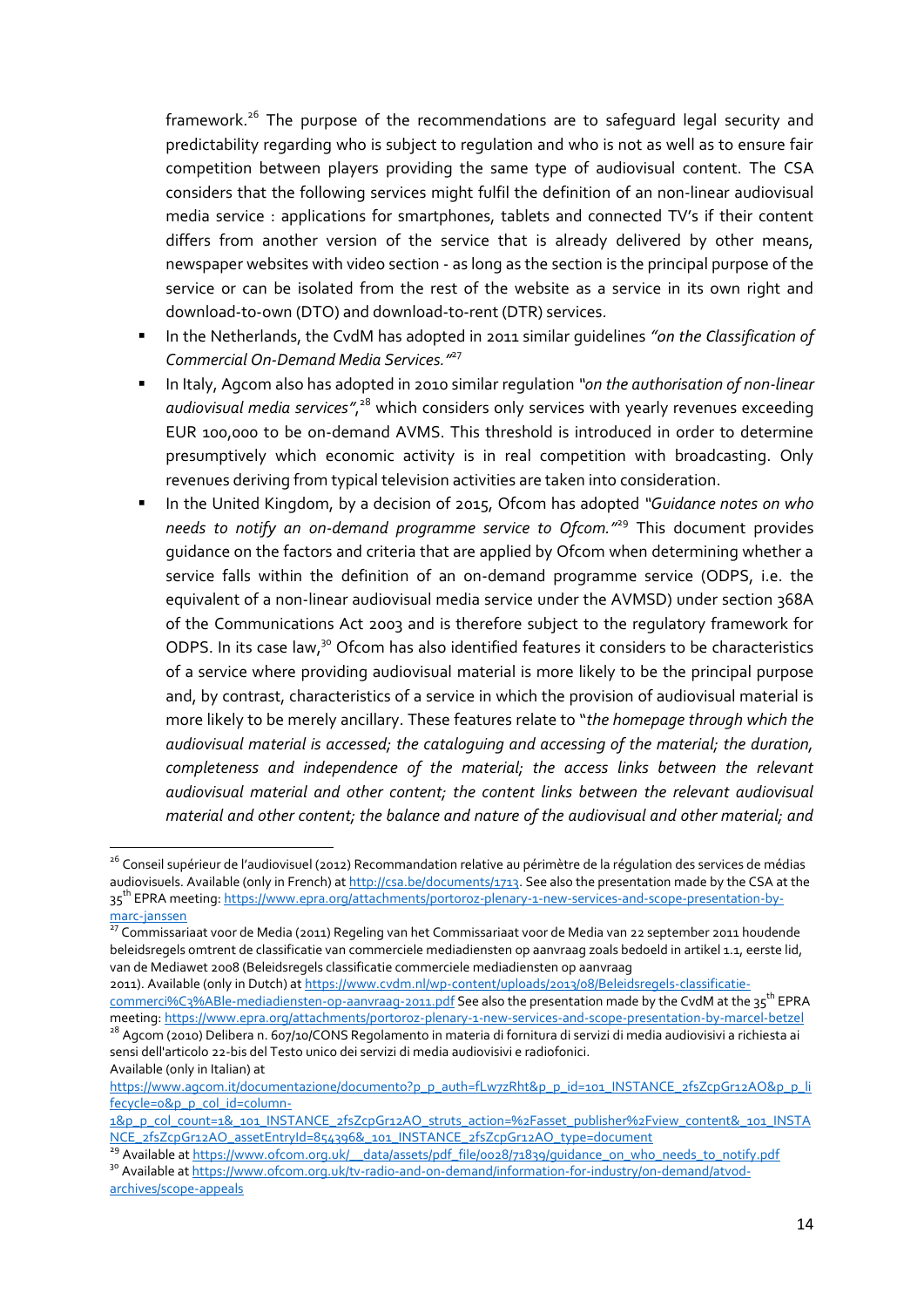framework.[26] The purpose of the recommendations are to safeguard legal security and predictability regarding who is subject to regulation and who is not as well as to ensure fair competition between players providing the same type of audiovisual content. The CSA considers that the following services might fulfil the definition of an non-linear audiovisual media service : applications for smartphones, tablets and connected TV's if their content differs from another version of the service that is already delivered by other means, newspaper websites with video section - as long as the section is the principal purpose of the service or can be isolated from the rest of the website as a service in its own right and download-to-own (DTO) and download-to-rent (DTR) services.

- In the Netherlands, the CvdM has adopted in 2011 similar guidelines *"on the Classification of Commercial On-Demand Media Services."*[27]
- In Italy, Agcom also has adopted in 2010 similar regulation *"on the authorisation of non-linear audiovisual media services"*,[28] which considers only services with yearly revenues exceeding EUR 100,000 to be on-demand AVMS. This threshold is introduced in order to determine presumptively which economic activity is in real competition with broadcasting. Only revenues deriving from typical television activities are taken into consideration.
- In the United Kingdom, by a decision of 2015, Ofcom has adopted *"Guidance notes on who needs to notify an on-demand programme service to Ofcom."*[29] This document provides guidance on the factors and criteria that are applied by Ofcom when determining whether a service falls within the definition of an on-demand programme service (ODPS, i.e. the equivalent of a non-linear audiovisual media service under the AVMSD) under section 368A of the Communications Act 2003 and is therefore subject to the regulatory framework for ODPS. In its case law,[30] Ofcom has also identified features it considers to be characteristics of a service where providing audiovisual material is more likely to be the principal purpose and, by contrast, characteristics of a service in which the provision of audiovisual material is more likely to be merely ancillary. These features relate to "*the homepage through which the audiovisual material is accessed; the cataloguing and accessing of the material; the duration, completeness and independence of the material; the access links between the relevant audiovisual material and other content; the content links between the relevant audiovisual material and other content; the balance and nature of the audiovisual and other material; and*

---

[26] Conseil supérieur de l'audiovisuel (2012) Recommandation relative au périmètre de la régulation des services de médias audiovisuels. Available (only in French) at http://csa.be/documents/1713. See also the presentation made by the CSA at the 35th EPRA meeting: https://www.epra.org/attachments/portoroz-plenary-1-new-services-and-scope-presentation-by-marc-janssen

[27] Commissariaat voor de Media (2011) Regeling van het Commissariaat voor de Media van 22 september 2011 houdende beleidsregels omtrent de classificatie van commerciele mediadiensten op aanvraag zoals bedoeld in artikel 1.1, eerste lid, van de Mediawet 2008 (Beleidsregels classificatie commerciele mediadiensten op aanvraag 2011). Available (only in Dutch) at https://www.cvdm.nl/wp-content/uploads/2013/08/Beleidsregels-classificatie-commerci%C3%ABle-mediadiensten-op-aanvraag-2011.pdf See also the presentation made by the CvdM at the 35th EPRA meeting: https://www.epra.org/attachments/portoroz-plenary-1-new-services-and-scope-presentation-by-marcel-betzel

[28] Agcom (2010) Delibera n. 607/10/CONS Regolamento in materia di fornitura di servizi di media audiovisivi a richiesta ai sensi dell'articolo 22-bis del Testo unico dei servizi di media audiovisivi e radiofonici. Available (only in Italian) at https://www.agcom.it/documentazione/documento?p_p_auth=fLw7zRht&p_p_id=101_INSTANCE_2fsZcpGr12AO&p_p_lifecycle=0&p_p_col_id=column-1&p_p_col_count=1&_101_INSTANCE_2fsZcpGr12AO_struts_action=%2Fasset_publisher%2Fview_content&_101_INSTANCE_2fsZcpGr12AO_assetEntryId=854396&_101_INSTANCE_2fsZcpGr12AO_type=document

[29] Available at https://www.ofcom.org.uk/__data/assets/pdf_file/0028/71839/guidance_on_who_needs_to_notify.pdf

[30] Available at https://www.ofcom.org.uk/tv-radio-and-on-demand/information-for-industry/on-demand/atvod-archives/scope-appeals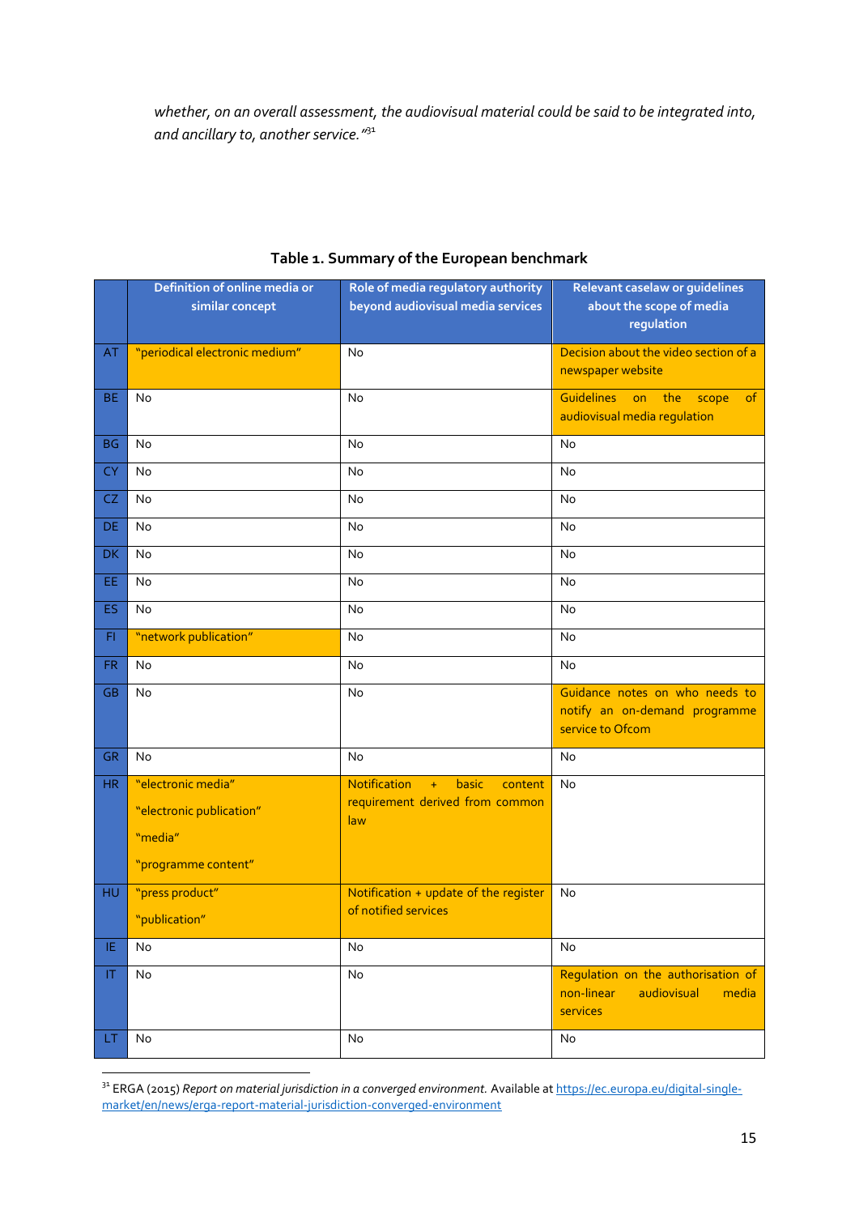*whether, on an overall assessment, the audiovisual material could be said to be integrated into, and ancillary to, another service."*[31]

**Table 1. Summary of the European benchmark**

| | Definition of online media or similar concept | Role of media regulatory authority beyond audiovisual media services | Relevant caselaw or guidelines about the scope of media regulation |
|---|---|---|---|
| AT | "periodical electronic medium" | No | Decision about the video section of a newspaper website |
| BE | No | No | Guidelines on the scope of audiovisual media regulation |
| BG | No | No | No |
| CY | No | No | No |
| CZ | No | No | No |
| DE | No | No | No |
| DK | No | No | No |
| EE | No | No | No |
| ES | No | No | No |
| FI | "network publication" | No | No |
| FR | No | No | No |
| GB | No | No | Guidance notes on who needs to notify an on-demand programme service to Ofcom |
| GR | No | No | No |
| HR | "electronic media"<br>"electronic publication"<br>"media"<br>"programme content" | Notification + basic content requirement derived from common law | No |
| HU | "press product"<br>"publication" | Notification + update of the register of notified services | No |
| IE | No | No | No |
| IT | No | No | Regulation on the authorisation of non-linear audiovisual media services |
| LT | No | No | No |

[31] ERGA (2015) *Report on material jurisdiction in a converged environment.* Available at https://ec.europa.eu/digital-single-market/en/news/erga-report-material-jurisdiction-converged-environment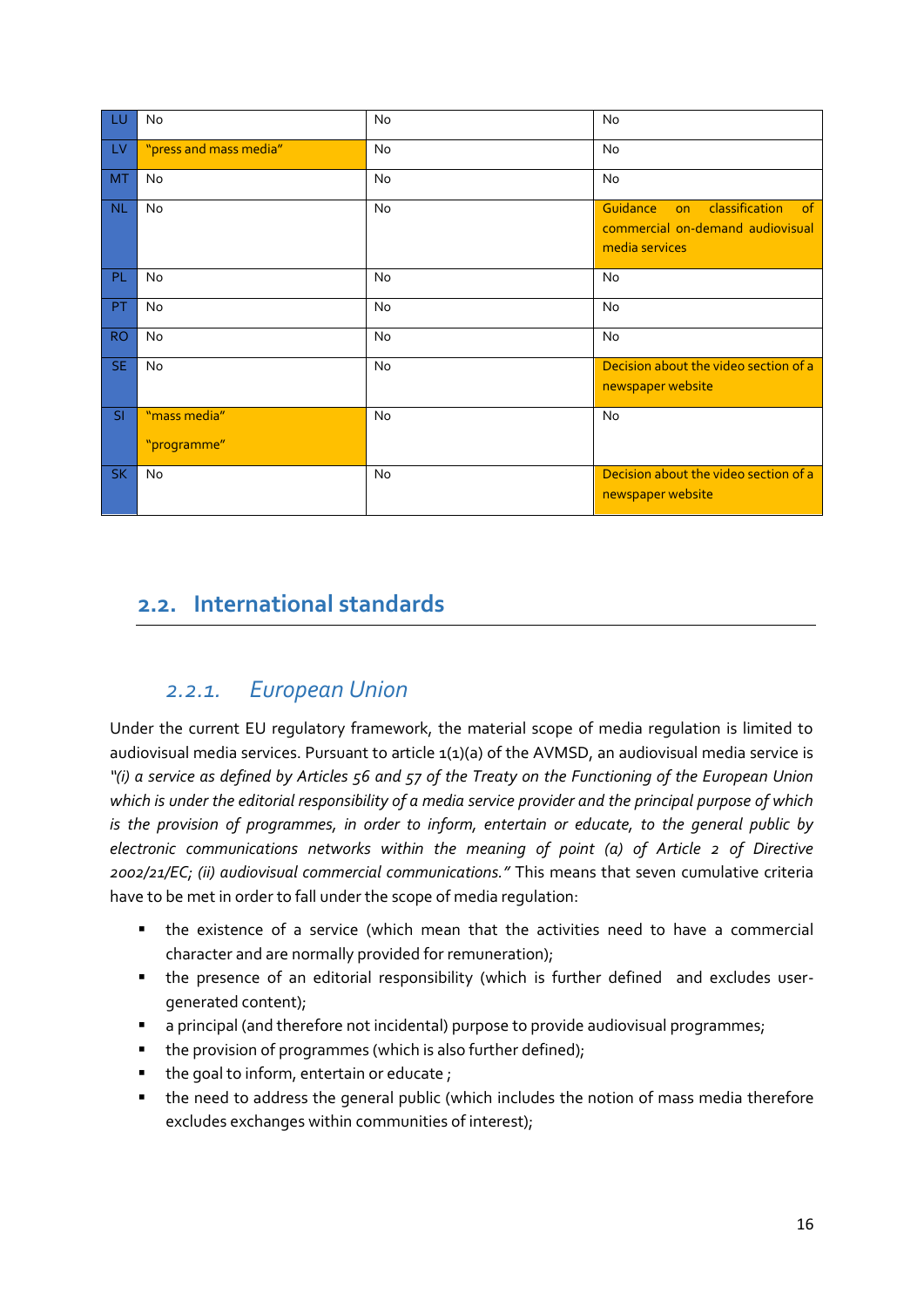| | | | |
|---|---|---|---|
| LU | No | No | No |
| LV | "press and mass media" | No | No |
| MT | No | No | No |
| NL | No | No | Guidance on classification of commercial on-demand audiovisual media services |
| PL | No | No | No |
| PT | No | No | No |
| RO | No | No | No |
| SE | No | No | Decision about the video section of a newspaper website |
| SI | "mass media"<br><br>"programme" | No | No |
| SK | No | No | Decision about the video section of a newspaper website |

## 2.2. International standards

### 2.2.1. European Union

Under the current EU regulatory framework, the material scope of media regulation is limited to audiovisual media services. Pursuant to article 1(1)(a) of the AVMSD, an audiovisual media service is *"(i) a service as defined by Articles 56 and 57 of the Treaty on the Functioning of the European Union which is under the editorial responsibility of a media service provider and the principal purpose of which is the provision of programmes, in order to inform, entertain or educate, to the general public by electronic communications networks within the meaning of point (a) of Article 2 of Directive 2002/21/EC; (ii) audiovisual commercial communications."* This means that seven cumulative criteria have to be met in order to fall under the scope of media regulation:

- the existence of a service (which mean that the activities need to have a commercial character and are normally provided for remuneration);
- the presence of an editorial responsibility (which is further defined and excludes user-generated content);
- a principal (and therefore not incidental) purpose to provide audiovisual programmes;
- the provision of programmes (which is also further defined);
- the goal to inform, entertain or educate ;
- the need to address the general public (which includes the notion of mass media therefore excludes exchanges within communities of interest);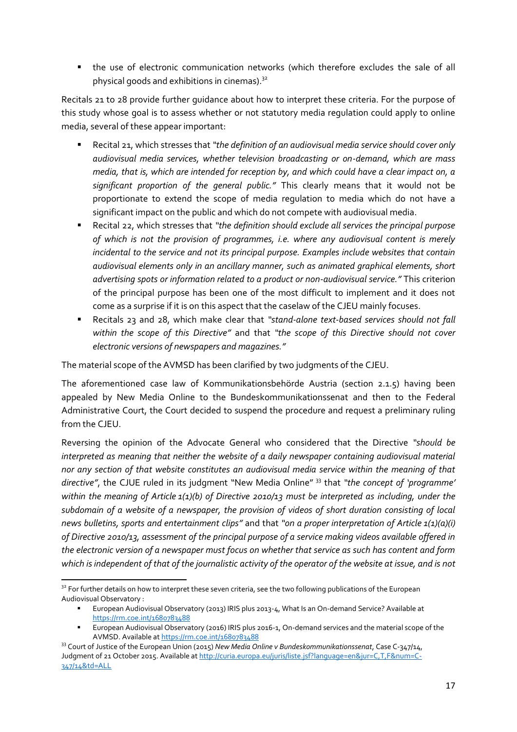- the use of electronic communication networks (which therefore excludes the sale of all physical goods and exhibitions in cinemas).[32]

Recitals 21 to 28 provide further guidance about how to interpret these criteria. For the purpose of this study whose goal is to assess whether or not statutory media regulation could apply to online media, several of these appear important:

- Recital 21, which stresses that *"the definition of an audiovisual media service should cover only audiovisual media services, whether television broadcasting or on-demand, which are mass media, that is, which are intended for reception by, and which could have a clear impact on, a significant proportion of the general public."* This clearly means that it would not be proportionate to extend the scope of media regulation to media which do not have a significant impact on the public and which do not compete with audiovisual media.
- Recital 22, which stresses that *"the definition should exclude all services the principal purpose of which is not the provision of programmes, i.e. where any audiovisual content is merely incidental to the service and not its principal purpose. Examples include websites that contain audiovisual elements only in an ancillary manner, such as animated graphical elements, short advertising spots or information related to a product or non-audiovisual service."* This criterion of the principal purpose has been one of the most difficult to implement and it does not come as a surprise if it is on this aspect that the caselaw of the CJEU mainly focuses.
- Recitals 23 and 28, which make clear that *"stand-alone text-based services should not fall within the scope of this Directive"* and that *"the scope of this Directive should not cover electronic versions of newspapers and magazines."*

The material scope of the AVMSD has been clarified by two judgments of the CJEU.

The aforementioned case law of Kommunikationsbehörde Austria (section 2.1.5) having been appealed by New Media Online to the Bundeskommunikationssenat and then to the Federal Administrative Court, the Court decided to suspend the procedure and request a preliminary ruling from the CJEU.

Reversing the opinion of the Advocate General who considered that the Directive *"should be interpreted as meaning that neither the website of a daily newspaper containing audiovisual material nor any section of that website constitutes an audiovisual media service within the meaning of that directive"*, the CJUE ruled in its judgment "New Media Online" [33] that *"the concept of 'programme' within the meaning of Article 1(1)(b) of Directive 2010/13 must be interpreted as including, under the subdomain of a website of a newspaper, the provision of videos of short duration consisting of local news bulletins, sports and entertainment clips"* and that *"on a proper interpretation of Article 1(1)(a)(i) of Directive 2010/13, assessment of the principal purpose of a service making videos available offered in the electronic version of a newspaper must focus on whether that service as such has content and form which is independent of that of the journalistic activity of the operator of the website at issue, and is not*

---

[32] For further details on how to interpret these seven criteria, see the two following publications of the European Audiovisual Observatory :

- European Audiovisual Observatory (2013) IRIS plus 2013-4, What Is an On-demand Service? Available at https://rm.coe.int/1680783488
- European Audiovisual Observatory (2016) IRIS plus 2016-1, On-demand services and the material scope of the AVMSD. Available at https://rm.coe.int/1680783488

[33] Court of Justice of the European Union (2015) *New Media Online v Bundeskommunikationssenat*, Case C-347/14, Judgment of 21 October 2015. Available at http://curia.europa.eu/juris/liste.jsf?language=en&jur=C,T,F&num=C-347/14&td=ALL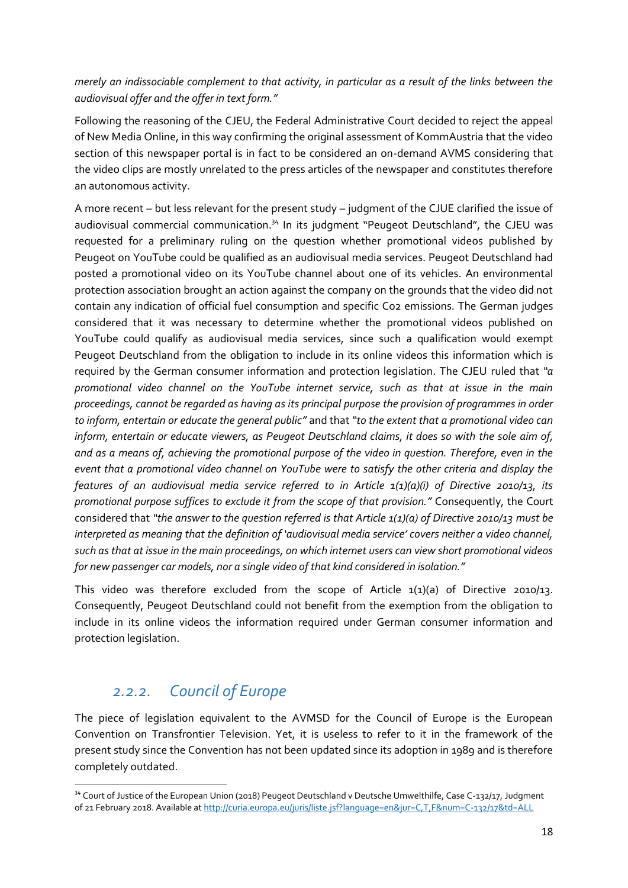*merely an indissociable complement to that activity, in particular as a result of the links between the audiovisual offer and the offer in text form."*

Following the reasoning of the CJEU, the Federal Administrative Court decided to reject the appeal of New Media Online, in this way confirming the original assessment of KommAustria that the video section of this newspaper portal is in fact to be considered an on-demand AVMS considering that the video clips are mostly unrelated to the press articles of the newspaper and constitutes therefore an autonomous activity.

A more recent – but less relevant for the present study – judgment of the CJUE clarified the issue of audiovisual commercial communication.[34] In its judgment "Peugeot Deutschland", the CJEU was requested for a preliminary ruling on the question whether promotional videos published by Peugeot on YouTube could be qualified as an audiovisual media services. Peugeot Deutschland had posted a promotional video on its YouTube channel about one of its vehicles. An environmental protection association brought an action against the company on the grounds that the video did not contain any indication of official fuel consumption and specific Co2 emissions. The German judges considered that it was necessary to determine whether the promotional videos published on YouTube could qualify as audiovisual media services, since such a qualification would exempt Peugeot Deutschland from the obligation to include in its online videos this information which is required by the German consumer information and protection legislation. The CJEU ruled that *"a promotional video channel on the YouTube internet service, such as that at issue in the main proceedings, cannot be regarded as having as its principal purpose the provision of programmes in order to inform, entertain or educate the general public"* and that *"to the extent that a promotional video can inform, entertain or educate viewers, as Peugeot Deutschland claims, it does so with the sole aim of, and as a means of, achieving the promotional purpose of the video in question. Therefore, even in the event that a promotional video channel on YouTube were to satisfy the other criteria and display the features of an audiovisual media service referred to in Article 1(1)(a)(i) of Directive 2010/13, its promotional purpose suffices to exclude it from the scope of that provision."* Consequently, the Court considered that *"the answer to the question referred is that Article 1(1)(a) of Directive 2010/13 must be interpreted as meaning that the definition of 'audiovisual media service' covers neither a video channel, such as that at issue in the main proceedings, on which internet users can view short promotional videos for new passenger car models, nor a single video of that kind considered in isolation."*

This video was therefore excluded from the scope of Article 1(1)(a) of Directive 2010/13. Consequently, Peugeot Deutschland could not benefit from the exemption from the obligation to include in its online videos the information required under German consumer information and protection legislation.

### 2.2.2. *Council of Europe*

The piece of legislation equivalent to the AVMSD for the Council of Europe is the European Convention on Transfrontier Television. Yet, it is useless to refer to it in the framework of the present study since the Convention has not been updated since its adoption in 1989 and is therefore completely outdated.

---

[34] Court of Justice of the European Union (2018) Peugeot Deutschland v Deutsche Umwelthilfe, Case C-132/17, Judgment of 21 February 2018. Available at http://curia.europa.eu/juris/liste.jsf?language=en&jur=C,T,F&num=C-132/17&td=ALL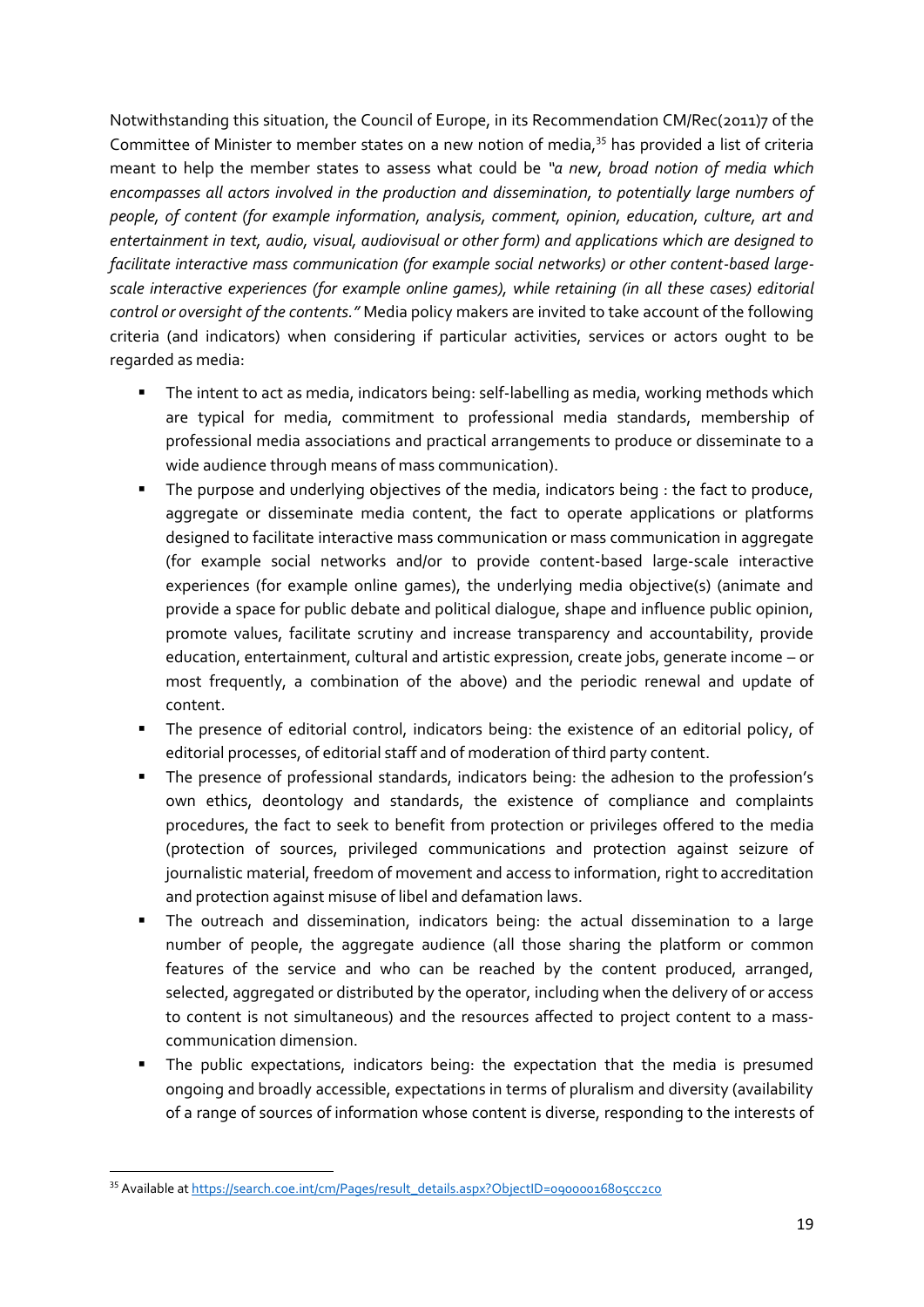Notwithstanding this situation, the Council of Europe, in its Recommendation CM/Rec(2011)7 of the Committee of Minister to member states on a new notion of media,[35] has provided a list of criteria meant to help the member states to assess what could be *"a new, broad notion of media which encompasses all actors involved in the production and dissemination, to potentially large numbers of people, of content (for example information, analysis, comment, opinion, education, culture, art and entertainment in text, audio, visual, audiovisual or other form) and applications which are designed to facilitate interactive mass communication (for example social networks) or other content-based large-scale interactive experiences (for example online games), while retaining (in all these cases) editorial control or oversight of the contents."* Media policy makers are invited to take account of the following criteria (and indicators) when considering if particular activities, services or actors ought to be regarded as media:

- The intent to act as media, indicators being: self-labelling as media, working methods which are typical for media, commitment to professional media standards, membership of professional media associations and practical arrangements to produce or disseminate to a wide audience through means of mass communication).
- The purpose and underlying objectives of the media, indicators being : the fact to produce, aggregate or disseminate media content, the fact to operate applications or platforms designed to facilitate interactive mass communication or mass communication in aggregate (for example social networks and/or to provide content-based large-scale interactive experiences (for example online games), the underlying media objective(s) (animate and provide a space for public debate and political dialogue, shape and influence public opinion, promote values, facilitate scrutiny and increase transparency and accountability, provide education, entertainment, cultural and artistic expression, create jobs, generate income – or most frequently, a combination of the above) and the periodic renewal and update of content.
- The presence of editorial control, indicators being: the existence of an editorial policy, of editorial processes, of editorial staff and of moderation of third party content.
- The presence of professional standards, indicators being: the adhesion to the profession's own ethics, deontology and standards, the existence of compliance and complaints procedures, the fact to seek to benefit from protection or privileges offered to the media (protection of sources, privileged communications and protection against seizure of journalistic material, freedom of movement and access to information, right to accreditation and protection against misuse of libel and defamation laws.
- The outreach and dissemination, indicators being: the actual dissemination to a large number of people, the aggregate audience (all those sharing the platform or common features of the service and who can be reached by the content produced, arranged, selected, aggregated or distributed by the operator, including when the delivery of or access to content is not simultaneous) and the resources affected to project content to a mass-communication dimension.
- The public expectations, indicators being: the expectation that the media is presumed ongoing and broadly accessible, expectations in terms of pluralism and diversity (availability of a range of sources of information whose content is diverse, responding to the interests of

---

[35] Available at https://search.coe.int/cm/Pages/result_details.aspx?ObjectID=09000016805cc2c0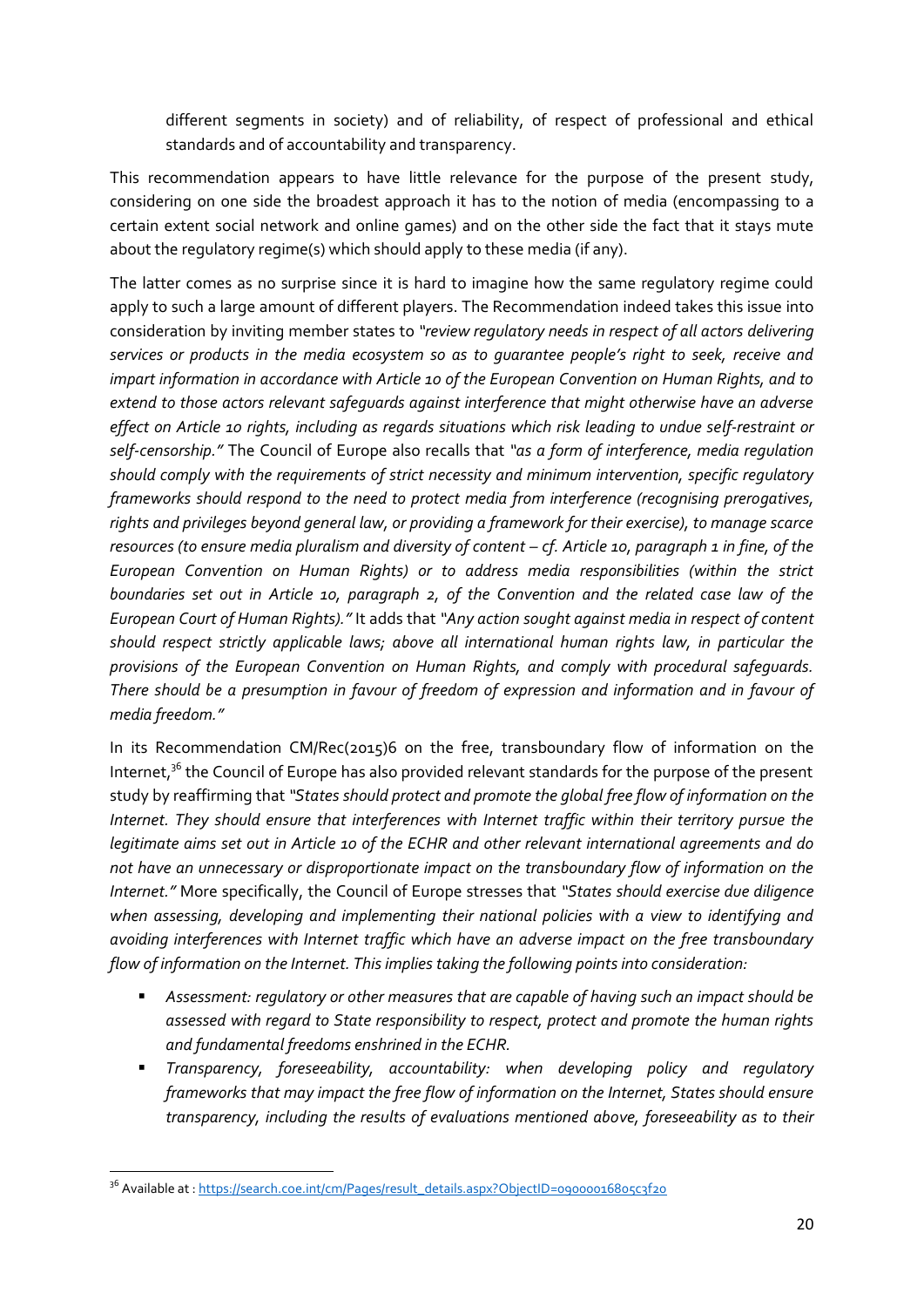different segments in society) and of reliability, of respect of professional and ethical standards and of accountability and transparency.

This recommendation appears to have little relevance for the purpose of the present study, considering on one side the broadest approach it has to the notion of media (encompassing to a certain extent social network and online games) and on the other side the fact that it stays mute about the regulatory regime(s) which should apply to these media (if any).

The latter comes as no surprise since it is hard to imagine how the same regulatory regime could apply to such a large amount of different players. The Recommendation indeed takes this issue into consideration by inviting member states to *"review regulatory needs in respect of all actors delivering services or products in the media ecosystem so as to guarantee people's right to seek, receive and impart information in accordance with Article 10 of the European Convention on Human Rights, and to extend to those actors relevant safeguards against interference that might otherwise have an adverse effect on Article 10 rights, including as regards situations which risk leading to undue self-restraint or self-censorship."* The Council of Europe also recalls that *"as a form of interference, media regulation should comply with the requirements of strict necessity and minimum intervention, specific regulatory frameworks should respond to the need to protect media from interference (recognising prerogatives, rights and privileges beyond general law, or providing a framework for their exercise), to manage scarce resources (to ensure media pluralism and diversity of content – cf. Article 10, paragraph 1 in fine, of the European Convention on Human Rights) or to address media responsibilities (within the strict boundaries set out in Article 10, paragraph 2, of the Convention and the related case law of the European Court of Human Rights)."* It adds that *"Any action sought against media in respect of content should respect strictly applicable laws; above all international human rights law, in particular the provisions of the European Convention on Human Rights, and comply with procedural safeguards. There should be a presumption in favour of freedom of expression and information and in favour of media freedom."*

In its Recommendation CM/Rec(2015)6 on the free, transboundary flow of information on the Internet,[36] the Council of Europe has also provided relevant standards for the purpose of the present study by reaffirming that *"States should protect and promote the global free flow of information on the Internet. They should ensure that interferences with Internet traffic within their territory pursue the legitimate aims set out in Article 10 of the ECHR and other relevant international agreements and do not have an unnecessary or disproportionate impact on the transboundary flow of information on the Internet."* More specifically, the Council of Europe stresses that *"States should exercise due diligence when assessing, developing and implementing their national policies with a view to identifying and avoiding interferences with Internet traffic which have an adverse impact on the free transboundary flow of information on the Internet. This implies taking the following points into consideration:*

- *Assessment: regulatory or other measures that are capable of having such an impact should be assessed with regard to State responsibility to respect, protect and promote the human rights and fundamental freedoms enshrined in the ECHR.*
- *Transparency, foreseeability, accountability: when developing policy and regulatory frameworks that may impact the free flow of information on the Internet, States should ensure transparency, including the results of evaluations mentioned above, foreseeability as to their*

[36] Available at : https://search.coe.int/cm/Pages/result_details.aspx?ObjectID=09000016805c3f20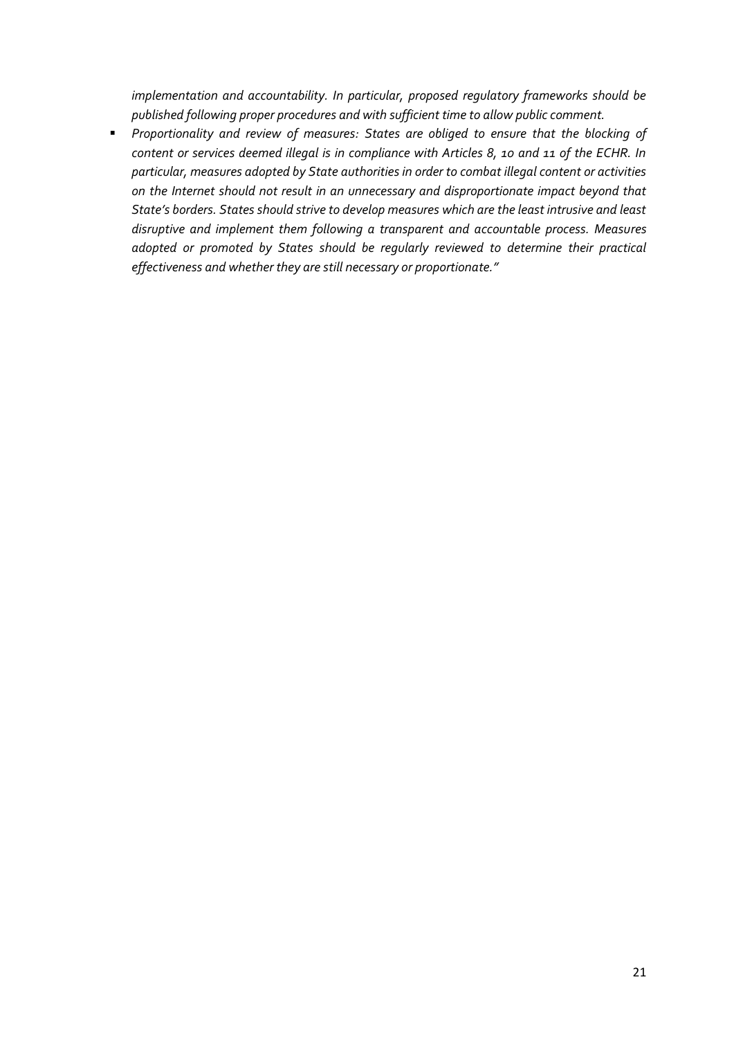*implementation and accountability. In particular, proposed regulatory frameworks should be published following proper procedures and with sufficient time to allow public comment.*

- *Proportionality and review of measures: States are obliged to ensure that the blocking of content or services deemed illegal is in compliance with Articles 8, 10 and 11 of the ECHR. In particular, measures adopted by State authorities in order to combat illegal content or activities on the Internet should not result in an unnecessary and disproportionate impact beyond that State's borders. States should strive to develop measures which are the least intrusive and least disruptive and implement them following a transparent and accountable process. Measures adopted or promoted by States should be regularly reviewed to determine their practical effectiveness and whether they are still necessary or proportionate."*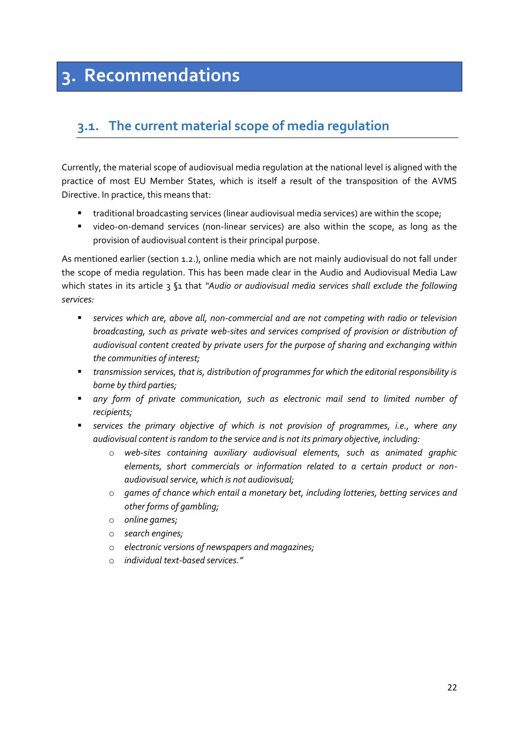# 3. Recommendations

## 3.1. The current material scope of media regulation

Currently, the material scope of audiovisual media regulation at the national level is aligned with the practice of most EU Member States, which is itself a result of the transposition of the AVMS Directive. In practice, this means that:

- traditional broadcasting services (linear audiovisual media services) are within the scope;
- video-on-demand services (non-linear services) are also within the scope, as long as the provision of audiovisual content is their principal purpose.

As mentioned earlier (section 1.2.), online media which are not mainly audiovisual do not fall under the scope of media regulation. This has been made clear in the Audio and Audiovisual Media Law which states in its article 3 §1 that *"Audio or audiovisual media services shall exclude the following services:*

- *services which are, above all, non-commercial and are not competing with radio or television broadcasting, such as private web-sites and services comprised of provision or distribution of audiovisual content created by private users for the purpose of sharing and exchanging within the communities of interest;*
- *transmission services, that is, distribution of programmes for which the editorial responsibility is borne by third parties;*
- *any form of private communication, such as electronic mail send to limited number of recipients;*
- *services the primary objective of which is not provision of programmes, i.e., where any audiovisual content is random to the service and is not its primary objective, including:*
  - *web-sites containing auxiliary audiovisual elements, such as animated graphic elements, short commercials or information related to a certain product or non-audiovisual service, which is not audiovisual;*
  - *games of chance which entail a monetary bet, including lotteries, betting services and other forms of gambling;*
  - *online games;*
  - *search engines;*
  - *electronic versions of newspapers and magazines;*
  - *individual text-based services."*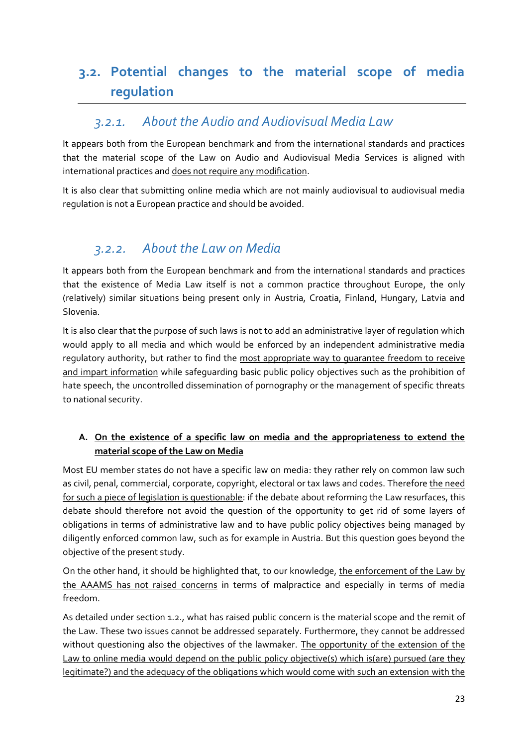## 3.2. Potential changes to the material scope of media regulation

### *3.2.1. About the Audio and Audiovisual Media Law*

It appears both from the European benchmark and from the international standards and practices that the material scope of the Law on Audio and Audiovisual Media Services is aligned with international practices and <u>does not require any modification</u>.

It is also clear that submitting online media which are not mainly audiovisual to audiovisual media regulation is not a European practice and should be avoided.

### *3.2.2. About the Law on Media*

It appears both from the European benchmark and from the international standards and practices that the existence of Media Law itself is not a common practice throughout Europe, the only (relatively) similar situations being present only in Austria, Croatia, Finland, Hungary, Latvia and Slovenia.

It is also clear that the purpose of such laws is not to add an administrative layer of regulation which would apply to all media and which would be enforced by an independent administrative media regulatory authority, but rather to find the <u>most appropriate way to guarantee freedom to receive and impart information</u> while safeguarding basic public policy objectives such as the prohibition of hate speech, the uncontrolled dissemination of pornography or the management of specific threats to national security.

**A. <u>On the existence of a specific law on media and the appropriateness to extend the material scope of the Law on Media</u>**

Most EU member states do not have a specific law on media: they rather rely on common law such as civil, penal, commercial, corporate, copyright, electoral or tax laws and codes. Therefore <u>the need for such a piece of legislation is questionable</u>: if the debate about reforming the Law resurfaces, this debate should therefore not avoid the question of the opportunity to get rid of some layers of obligations in terms of administrative law and to have public policy objectives being managed by diligently enforced common law, such as for example in Austria. But this question goes beyond the objective of the present study.

On the other hand, it should be highlighted that, to our knowledge, <u>the enforcement of the Law by the AAAMS has not raised concerns</u> in terms of malpractice and especially in terms of media freedom.

As detailed under section 1.2., what has raised public concern is the material scope and the remit of the Law. These two issues cannot be addressed separately. Furthermore, they cannot be addressed without questioning also the objectives of the lawmaker. <u>The opportunity of the extension of the Law to online media would depend on the public policy objective(s) which is(are) pursued (are they legitimate?) and the adequacy of the obligations which would come with such an extension with the</u>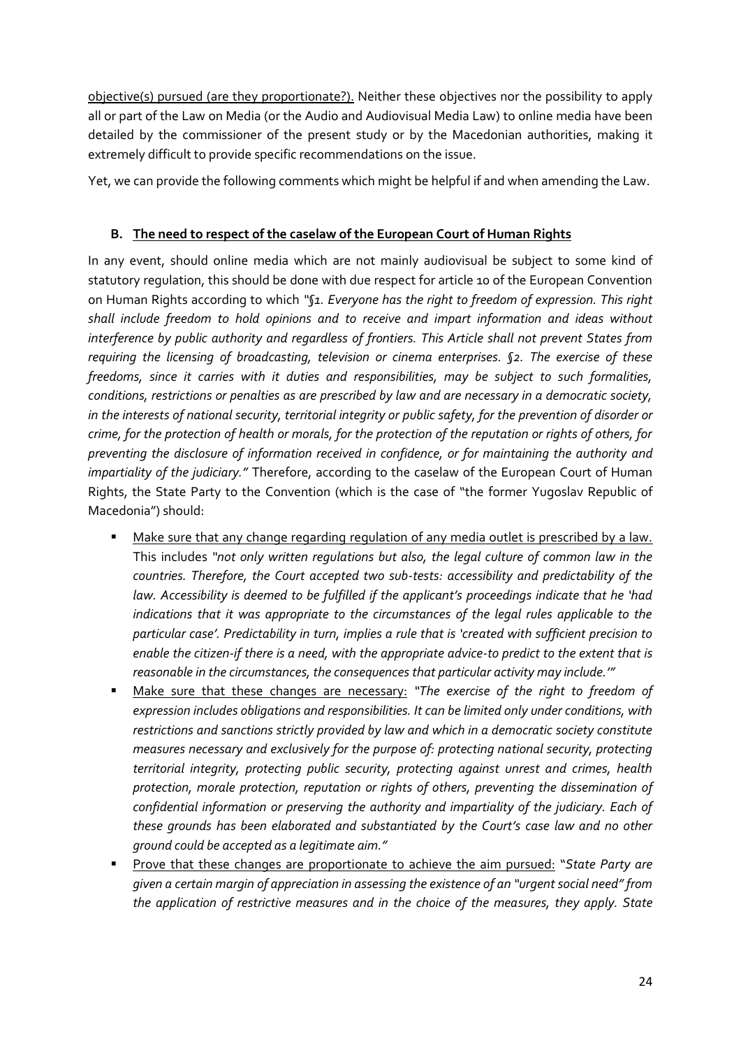objective(s) pursued (are they proportionate?). Neither these objectives nor the possibility to apply all or part of the Law on Media (or the Audio and Audiovisual Media Law) to online media have been detailed by the commissioner of the present study or by the Macedonian authorities, making it extremely difficult to provide specific recommendations on the issue.

Yet, we can provide the following comments which might be helpful if and when amending the Law.

### B. The need to respect of the caselaw of the European Court of Human Rights

In any event, should online media which are not mainly audiovisual be subject to some kind of statutory regulation, this should be done with due respect for article 10 of the European Convention on Human Rights according to which *"§1. Everyone has the right to freedom of expression. This right shall include freedom to hold opinions and to receive and impart information and ideas without interference by public authority and regardless of frontiers. This Article shall not prevent States from requiring the licensing of broadcasting, television or cinema enterprises. §2. The exercise of these freedoms, since it carries with it duties and responsibilities, may be subject to such formalities, conditions, restrictions or penalties as are prescribed by law and are necessary in a democratic society, in the interests of national security, territorial integrity or public safety, for the prevention of disorder or crime, for the protection of health or morals, for the protection of the reputation or rights of others, for preventing the disclosure of information received in confidence, or for maintaining the authority and impartiality of the judiciary."* Therefore, according to the caselaw of the European Court of Human Rights, the State Party to the Convention (which is the case of "the former Yugoslav Republic of Macedonia") should:

- Make sure that any change regarding regulation of any media outlet is prescribed by a law. This includes *"not only written regulations but also, the legal culture of common law in the countries. Therefore, the Court accepted two sub-tests: accessibility and predictability of the law. Accessibility is deemed to be fulfilled if the applicant's proceedings indicate that he 'had indications that it was appropriate to the circumstances of the legal rules applicable to the particular case'. Predictability in turn, implies a rule that is 'created with sufficient precision to enable the citizen-if there is a need, with the appropriate advice-to predict to the extent that is reasonable in the circumstances, the consequences that particular activity may include.'"*
- Make sure that these changes are necessary: *"The exercise of the right to freedom of expression includes obligations and responsibilities. It can be limited only under conditions, with restrictions and sanctions strictly provided by law and which in a democratic society constitute measures necessary and exclusively for the purpose of: protecting national security, protecting territorial integrity, protecting public security, protecting against unrest and crimes, health protection, morale protection, reputation or rights of others, preventing the dissemination of confidential information or preserving the authority and impartiality of the judiciary. Each of these grounds has been elaborated and substantiated by the Court's case law and no other ground could be accepted as a legitimate aim."*
- Prove that these changes are proportionate to achieve the aim pursued: *"State Party are given a certain margin of appreciation in assessing the existence of an "urgent social need" from the application of restrictive measures and in the choice of the measures, they apply. State*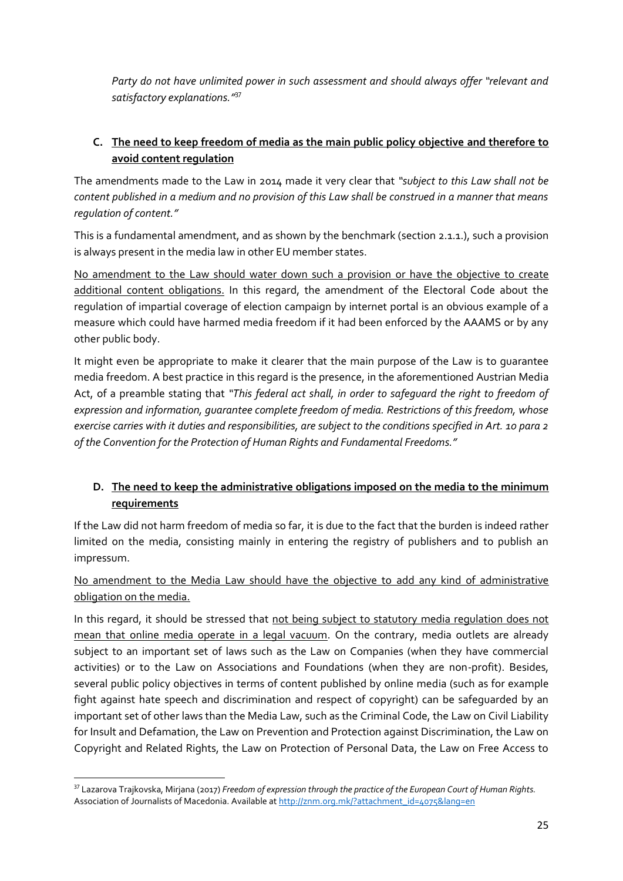*Party do not have unlimited power in such assessment and should always offer "relevant and satisfactory explanations."*[37]

**C. <u>The need to keep freedom of media as the main public policy objective and therefore to avoid content regulation</u>**

The amendments made to the Law in 2014 made it very clear that *"subject to this Law shall not be content published in a medium and no provision of this Law shall be construed in a manner that means regulation of content."*

This is a fundamental amendment, and as shown by the benchmark (section 2.1.1.), such a provision is always present in the media law in other EU member states.

<u>No amendment to the Law should water down such a provision or have the objective to create additional content obligations.</u> In this regard, the amendment of the Electoral Code about the regulation of impartial coverage of election campaign by internet portal is an obvious example of a measure which could have harmed media freedom if it had been enforced by the AAAMS or by any other public body.

It might even be appropriate to make it clearer that the main purpose of the Law is to guarantee media freedom. A best practice in this regard is the presence, in the aforementioned Austrian Media Act, of a preamble stating that *"This federal act shall, in order to safeguard the right to freedom of expression and information, guarantee complete freedom of media. Restrictions of this freedom, whose exercise carries with it duties and responsibilities, are subject to the conditions specified in Art. 10 para 2 of the Convention for the Protection of Human Rights and Fundamental Freedoms."*

**D. <u>The need to keep the administrative obligations imposed on the media to the minimum requirements</u>**

If the Law did not harm freedom of media so far, it is due to the fact that the burden is indeed rather limited on the media, consisting mainly in entering the registry of publishers and to publish an impressum.

<u>No amendment to the Media Law should have the objective to add any kind of administrative obligation on the media.</u>

In this regard, it should be stressed that <u>not being subject to statutory media regulation does not mean that online media operate in a legal vacuum</u>. On the contrary, media outlets are already subject to an important set of laws such as the Law on Companies (when they have commercial activities) or to the Law on Associations and Foundations (when they are non-profit). Besides, several public policy objectives in terms of content published by online media (such as for example fight against hate speech and discrimination and respect of copyright) can be safeguarded by an important set of other laws than the Media Law, such as the Criminal Code, the Law on Civil Liability for Insult and Defamation, the Law on Prevention and Protection against Discrimination, the Law on Copyright and Related Rights, the Law on Protection of Personal Data, the Law on Free Access to

---

[37] Lazarova Trajkovska, Mirjana (2017) *Freedom of expression through the practice of the European Court of Human Rights.* Association of Journalists of Macedonia. Available at http://znm.org.mk/?attachment_id=4075&lang=en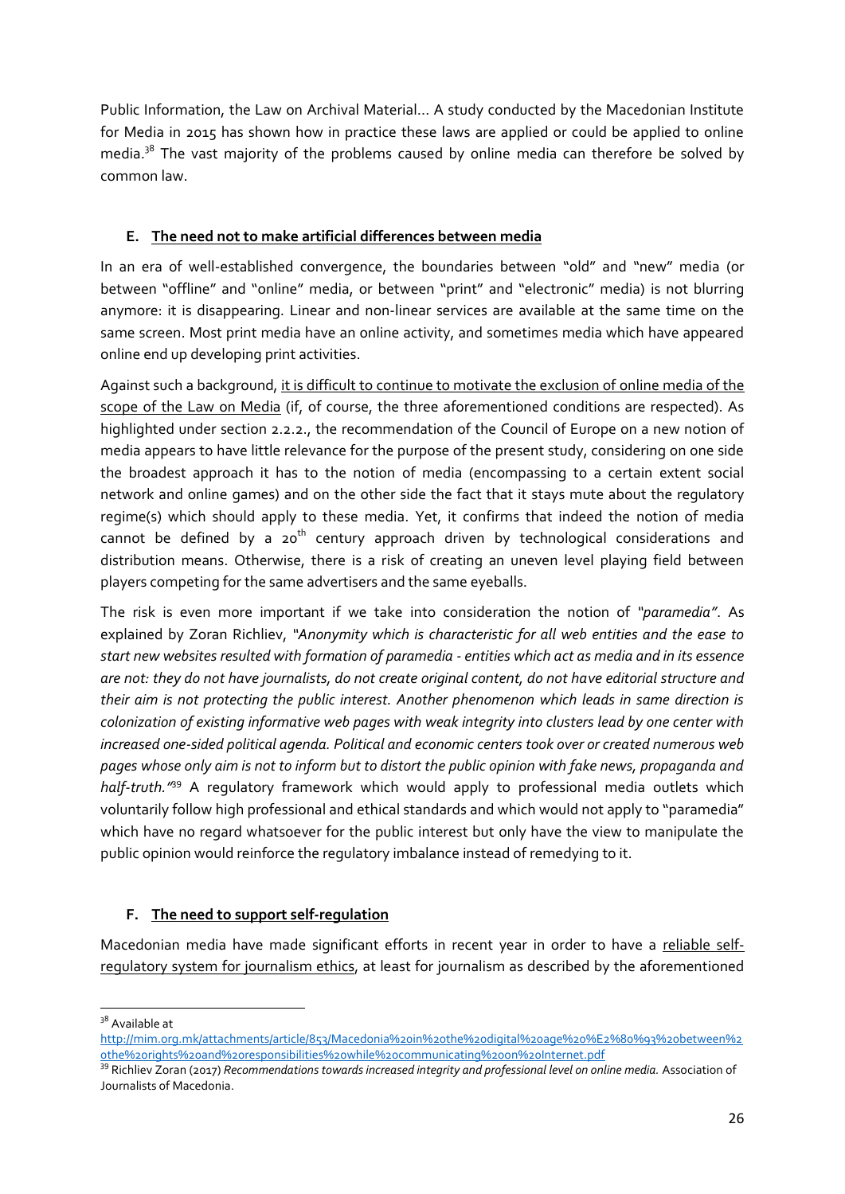Public Information, the Law on Archival Material... A study conducted by the Macedonian Institute for Media in 2015 has shown how in practice these laws are applied or could be applied to online media.[38] The vast majority of the problems caused by online media can therefore be solved by common law.

#### E. The need not to make artificial differences between media

In an era of well-established convergence, the boundaries between "old" and "new" media (or between "offline" and "online" media, or between "print" and "electronic" media) is not blurring anymore: it is disappearing. Linear and non-linear services are available at the same time on the same screen. Most print media have an online activity, and sometimes media which have appeared online end up developing print activities.

Against such a background, it is difficult to continue to motivate the exclusion of online media of the scope of the Law on Media (if, of course, the three aforementioned conditions are respected). As highlighted under section 2.2.2., the recommendation of the Council of Europe on a new notion of media appears to have little relevance for the purpose of the present study, considering on one side the broadest approach it has to the notion of media (encompassing to a certain extent social network and online games) and on the other side the fact that it stays mute about the regulatory regime(s) which should apply to these media. Yet, it confirms that indeed the notion of media cannot be defined by a 20th century approach driven by technological considerations and distribution means. Otherwise, there is a risk of creating an uneven level playing field between players competing for the same advertisers and the same eyeballs.

The risk is even more important if we take into consideration the notion of *"paramedia"*. As explained by Zoran Richliev, *"Anonymity which is characteristic for all web entities and the ease to start new websites resulted with formation of paramedia - entities which act as media and in its essence are not: they do not have journalists, do not create original content, do not have editorial structure and their aim is not protecting the public interest. Another phenomenon which leads in same direction is colonization of existing informative web pages with weak integrity into clusters lead by one center with increased one-sided political agenda. Political and economic centers took over or created numerous web pages whose only aim is not to inform but to distort the public opinion with fake news, propaganda and half-truth."*[39] A regulatory framework which would apply to professional media outlets which voluntarily follow high professional and ethical standards and which would not apply to "paramedia" which have no regard whatsoever for the public interest but only have the view to manipulate the public opinion would reinforce the regulatory imbalance instead of remedying to it.

#### F. The need to support self-regulation

Macedonian media have made significant efforts in recent year in order to have a reliable self-regulatory system for journalism ethics, at least for journalism as described by the aforementioned

---

[38] Available at http://mim.org.mk/attachments/article/853/Macedonia%20in%20the%20digital%20age%20%E2%80%93%20between%20the%20rights%20and%20responsibilities%20while%20communicating%20on%20Internet.pdf

[39] Richliev Zoran (2017) *Recommendations towards increased integrity and professional level on online media.* Association of Journalists of Macedonia.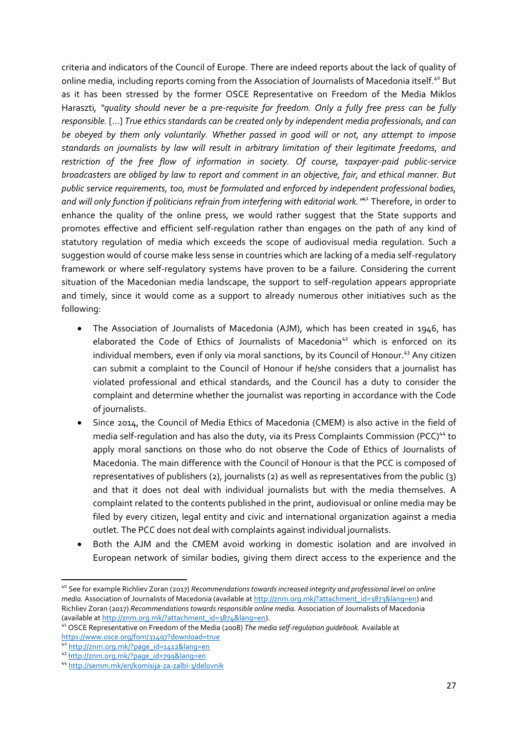criteria and indicators of the Council of Europe. There are indeed reports about the lack of quality of online media, including reports coming from the Association of Journalists of Macedonia itself.[40] But as it has been stressed by the former OSCE Representative on Freedom of the Media Miklos Haraszti, *"quality should never be a pre-requisite for freedom. Only a fully free press can be fully responsible.* [...] *True ethics standards can be created only by independent media professionals, and can be obeyed by them only voluntarily. Whether passed in good will or not, any attempt to impose standards on journalists by law will result in arbitrary limitation of their legitimate freedoms, and restriction of the free flow of information in society. Of course, taxpayer-paid public-service broadcasters are obliged by law to report and comment in an objective, fair, and ethical manner. But public service requirements, too, must be formulated and enforced by independent professional bodies, and will only function if politicians refrain from interfering with editorial work."*[41] Therefore, in order to enhance the quality of the online press, we would rather suggest that the State supports and promotes effective and efficient self-regulation rather than engages on the path of any kind of statutory regulation of media which exceeds the scope of audiovisual media regulation. Such a suggestion would of course make less sense in countries which are lacking of a media self-regulatory framework or where self-regulatory systems have proven to be a failure. Considering the current situation of the Macedonian media landscape, the support to self-regulation appears appropriate and timely, since it would come as a support to already numerous other initiatives such as the following:

- The Association of Journalists of Macedonia (AJM), which has been created in 1946, has elaborated the Code of Ethics of Journalists of Macedonia[42] which is enforced on its individual members, even if only via moral sanctions, by its Council of Honour.[43] Any citizen can submit a complaint to the Council of Honour if he/she considers that a journalist has violated professional and ethical standards, and the Council has a duty to consider the complaint and determine whether the journalist was reporting in accordance with the Code of journalists.
- Since 2014, the Council of Media Ethics of Macedonia (CMEM) is also active in the field of media self-regulation and has also the duty, via its Press Complaints Commission (PCC)[44] to apply moral sanctions on those who do not observe the Code of Ethics of Journalists of Macedonia. The main difference with the Council of Honour is that the PCC is composed of representatives of publishers (2), journalists (2) as well as representatives from the public (3) and that it does not deal with individual journalists but with the media themselves. A complaint related to the contents published in the print, audiovisual or online media may be filed by every citizen, legal entity and civic and international organization against a media outlet. The PCC does not deal with complaints against individual journalists.
- Both the AJM and the CMEM avoid working in domestic isolation and are involved in European network of similar bodies, giving them direct access to the experience and the

---

[40] See for example Richliev Zoran (2017) *Recommendations towards increased integrity and professional level on online media.* Association of Journalists of Macedonia (available at http://znm.org.mk/?attachment_id=3873&lang=en) and Richliev Zoran (2017) *Recommendations towards responsible online media.* Association of Journalists of Macedonia (available at http://znm.org.mk/?attachment_id=3874&lang=en).

[41] OSCE Representative on Freedom of the Media (2008) *The media self-regulation guidebook.* Available at https://www.osce.org/fom/31497?download=true

[42] http://znm.org.mk/?page_id=1412&lang=en

[43] http://znm.org.mk/?page_id=799&lang=en

[44] http://semm.mk/en/komisija-za-zalbi-3/delovnik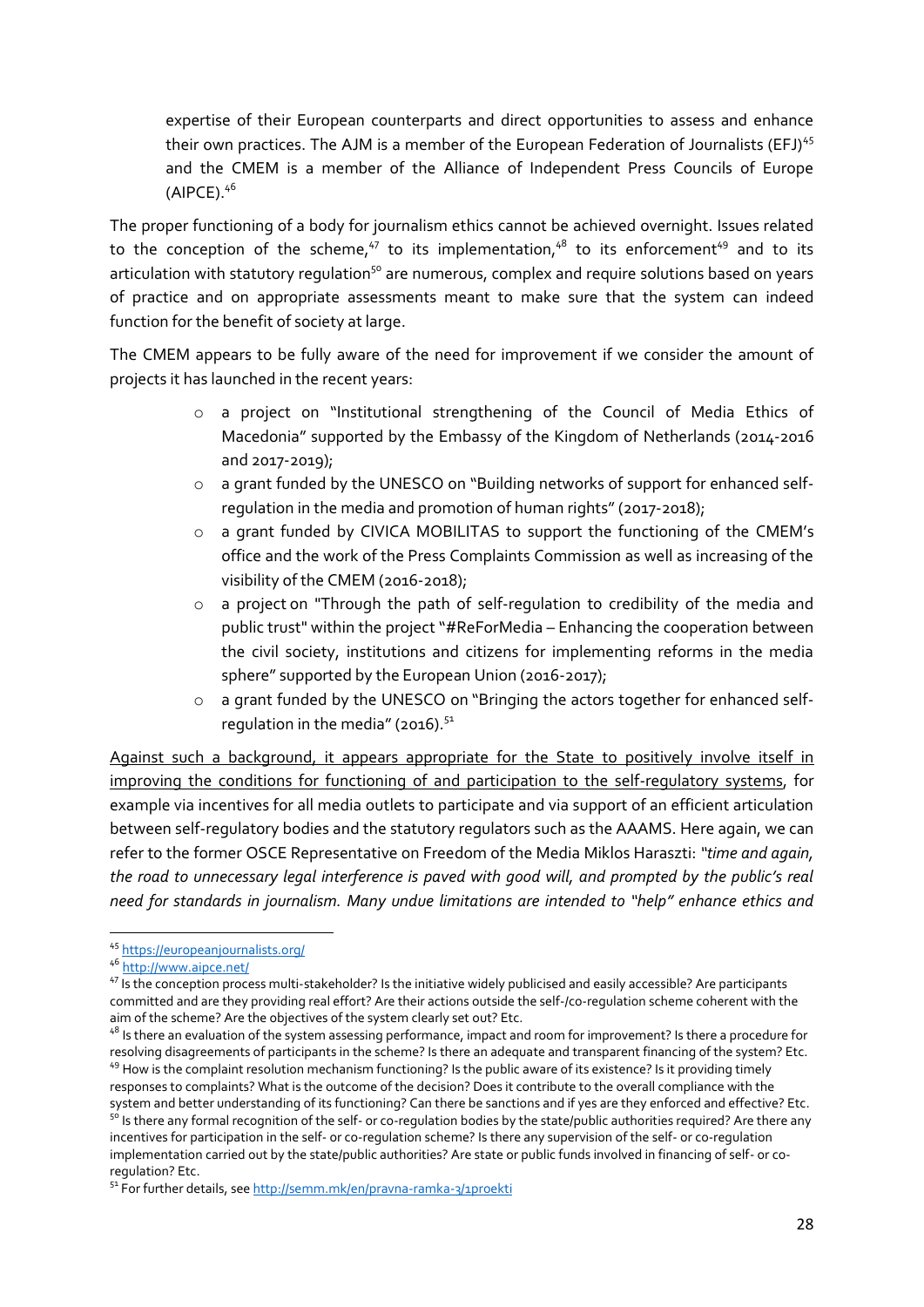expertise of their European counterparts and direct opportunities to assess and enhance their own practices. The AJM is a member of the European Federation of Journalists (EFJ)[45] and the CMEM is a member of the Alliance of Independent Press Councils of Europe (AIPCE).[46]

The proper functioning of a body for journalism ethics cannot be achieved overnight. Issues related to the conception of the scheme,[47] to its implementation,[48] to its enforcement[49] and to its articulation with statutory regulation[50] are numerous, complex and require solutions based on years of practice and on appropriate assessments meant to make sure that the system can indeed function for the benefit of society at large.

The CMEM appears to be fully aware of the need for improvement if we consider the amount of projects it has launched in the recent years:

- a project on "Institutional strengthening of the Council of Media Ethics of Macedonia" supported by the Embassy of the Kingdom of Netherlands (2014-2016 and 2017-2019);
- a grant funded by the UNESCO on "Building networks of support for enhanced self-regulation in the media and promotion of human rights" (2017-2018);
- a grant funded by CIVICA MOBILITAS to support the functioning of the CMEM's office and the work of the Press Complaints Commission as well as increasing of the visibility of the CMEM (2016-2018);
- a project on "Through the path of self-regulation to credibility of the media and public trust" within the project "#ReForMedia – Enhancing the cooperation between the civil society, institutions and citizens for implementing reforms in the media sphere" supported by the European Union (2016-2017);
- a grant funded by the UNESCO on "Bringing the actors together for enhanced self-regulation in the media" (2016).[51]

<u>Against such a background, it appears appropriate for the State to positively involve itself in improving the conditions for functioning of and participation to the self-regulatory systems</u>, for example via incentives for all media outlets to participate and via support of an efficient articulation between self-regulatory bodies and the statutory regulators such as the AAAMS. Here again, we can refer to the former OSCE Representative on Freedom of the Media Miklos Haraszti: *"time and again, the road to unnecessary legal interference is paved with good will, and prompted by the public's real need for standards in journalism. Many undue limitations are intended to "help" enhance ethics and*

---

[45] https://europeanjournalists.org/

[46] http://www.aipce.net/

[47] Is the conception process multi-stakeholder? Is the initiative widely publicised and easily accessible? Are participants committed and are they providing real effort? Are their actions outside the self-/co-regulation scheme coherent with the aim of the scheme? Are the objectives of the system clearly set out? Etc.

[48] Is there an evaluation of the system assessing performance, impact and room for improvement? Is there a procedure for resolving disagreements of participants in the scheme? Is there an adequate and transparent financing of the system? Etc.

[49] How is the complaint resolution mechanism functioning? Is the public aware of its existence? Is it providing timely responses to complaints? What is the outcome of the decision? Does it contribute to the overall compliance with the system and better understanding of its functioning? Can there be sanctions and if yes are they enforced and effective? Etc.

[50] Is there any formal recognition of the self- or co-regulation bodies by the state/public authorities required? Are there any incentives for participation in the self- or co-regulation scheme? Is there any supervision of the self- or co-regulation implementation carried out by the state/public authorities? Are state or public funds involved in financing of self- or co-regulation? Etc.

[51] For further details, see http://semm.mk/en/pravna-ramka-3/1proekti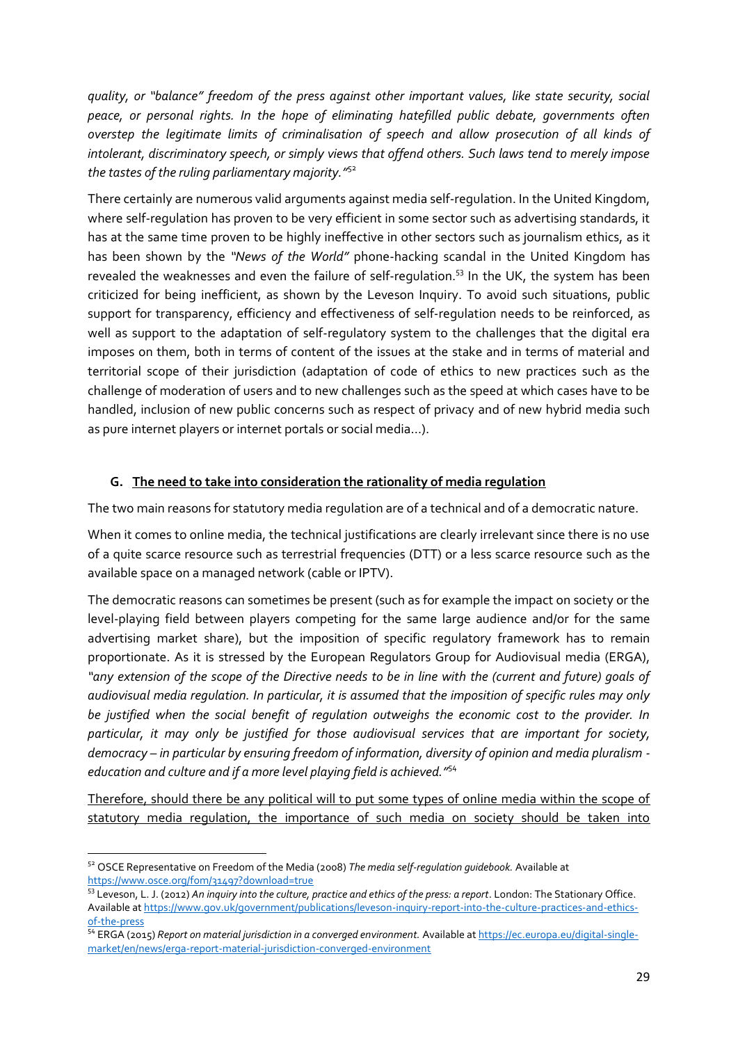*quality, or "balance" freedom of the press against other important values, like state security, social peace, or personal rights. In the hope of eliminating hatefilled public debate, governments often overstep the legitimate limits of criminalisation of speech and allow prosecution of all kinds of intolerant, discriminatory speech, or simply views that offend others. Such laws tend to merely impose the tastes of the ruling parliamentary majority."*[52]

There certainly are numerous valid arguments against media self-regulation. In the United Kingdom, where self-regulation has proven to be very efficient in some sector such as advertising standards, it has at the same time proven to be highly ineffective in other sectors such as journalism ethics, as it has been shown by the *"News of the World"* phone-hacking scandal in the United Kingdom has revealed the weaknesses and even the failure of self-regulation.[53] In the UK, the system has been criticized for being inefficient, as shown by the Leveson Inquiry. To avoid such situations, public support for transparency, efficiency and effectiveness of self-regulation needs to be reinforced, as well as support to the adaptation of self-regulatory system to the challenges that the digital era imposes on them, both in terms of content of the issues at the stake and in terms of material and territorial scope of their jurisdiction (adaptation of code of ethics to new practices such as the challenge of moderation of users and to new challenges such as the speed at which cases have to be handled, inclusion of new public concerns such as respect of privacy and of new hybrid media such as pure internet players or internet portals or social media…).

### G. The need to take into consideration the rationality of media regulation

The two main reasons for statutory media regulation are of a technical and of a democratic nature.

When it comes to online media, the technical justifications are clearly irrelevant since there is no use of a quite scarce resource such as terrestrial frequencies (DTT) or a less scarce resource such as the available space on a managed network (cable or IPTV).

The democratic reasons can sometimes be present (such as for example the impact on society or the level-playing field between players competing for the same large audience and/or for the same advertising market share), but the imposition of specific regulatory framework has to remain proportionate. As it is stressed by the European Regulators Group for Audiovisual media (ERGA), *"any extension of the scope of the Directive needs to be in line with the (current and future) goals of audiovisual media regulation. In particular, it is assumed that the imposition of specific rules may only be justified when the social benefit of regulation outweighs the economic cost to the provider. In particular, it may only be justified for those audiovisual services that are important for society, democracy – in particular by ensuring freedom of information, diversity of opinion and media pluralism - education and culture and if a more level playing field is achieved."*[54]

<u>Therefore, should there be any political will to put some types of online media within the scope of statutory media regulation, the importance of such media on society should be taken into</u>

---

[52] OSCE Representative on Freedom of the Media (2008) *The media self-regulation guidebook.* Available at https://www.osce.org/fom/31497?download=true

[53] Leveson, L. J. (2012) *An inquiry into the culture, practice and ethics of the press: a report*. London: The Stationary Office. Available at https://www.gov.uk/government/publications/leveson-inquiry-report-into-the-culture-practices-and-ethics-of-the-press

[54] ERGA (2015) *Report on material jurisdiction in a converged environment.* Available at https://ec.europa.eu/digital-single-market/en/news/erga-report-material-jurisdiction-converged-environment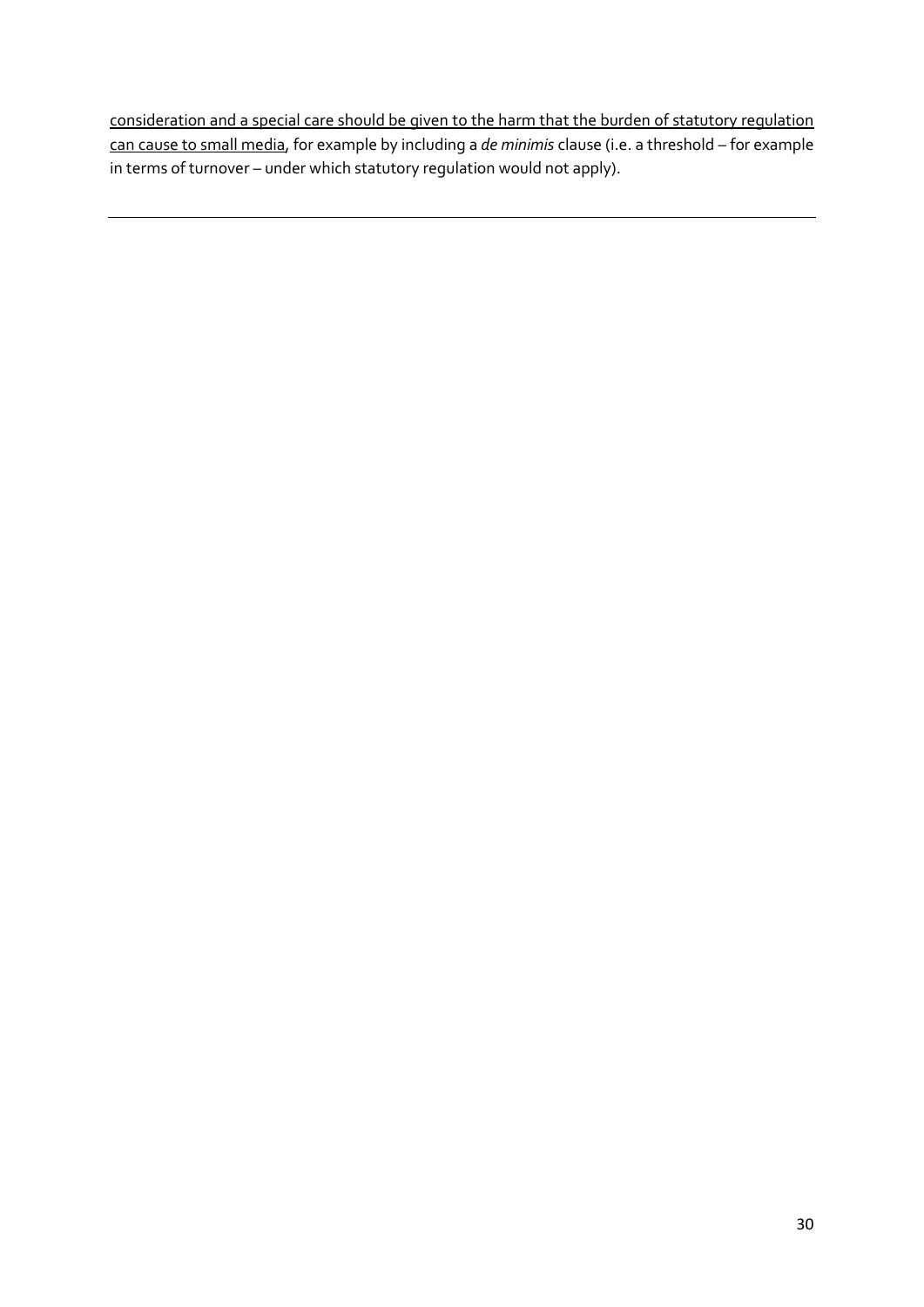<u>consideration and a special care should be given to the harm that the burden of statutory regulation can cause to small media</u>, for example by including a *de minimis* clause (i.e. a threshold – for example in terms of turnover – under which statutory regulation would not apply).

---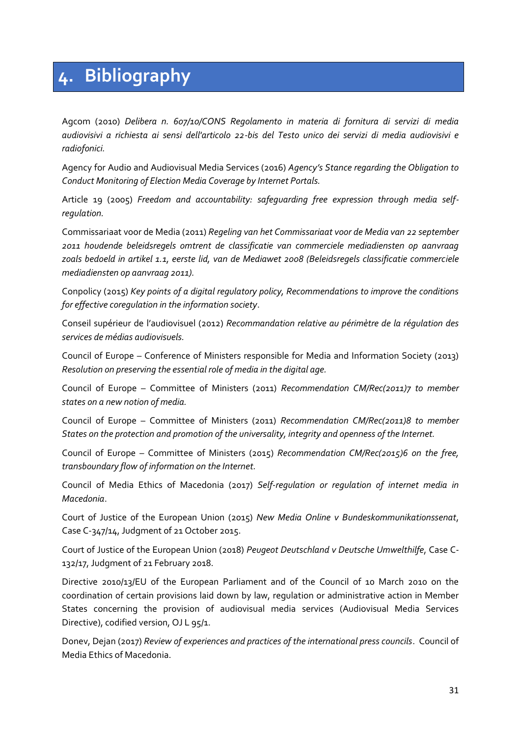# 4. Bibliography

Agcom (2010) *Delibera n. 607/10/CONS Regolamento in materia di fornitura di servizi di media audiovisivi a richiesta ai sensi dell'articolo 22-bis del Testo unico dei servizi di media audiovisivi e radiofonici.*

Agency for Audio and Audiovisual Media Services (2016) *Agency's Stance regarding the Obligation to Conduct Monitoring of Election Media Coverage by Internet Portals.*

Article 19 (2005) *Freedom and accountability: safeguarding free expression through media self-regulation.*

Commissariaat voor de Media (2011) *Regeling van het Commissariaat voor de Media van 22 september 2011 houdende beleidsregels omtrent de classificatie van commerciele mediadiensten op aanvraag zoals bedoeld in artikel 1.1, eerste lid, van de Mediawet 2008 (Beleidsregels classificatie commerciele mediadiensten op aanvraag 2011).*

Conpolicy (2015) *Key points of a digital regulatory policy, Recommendations to improve the conditions for effective coregulation in the information society*.

Conseil supérieur de l'audiovisuel (2012) *Recommandation relative au périmètre de la régulation des services de médias audiovisuels.*

Council of Europe – Conference of Ministers responsible for Media and Information Society (2013) *Resolution on preserving the essential role of media in the digital age.*

Council of Europe – Committee of Ministers (2011) *Recommendation CM/Rec(2011)7 to member states on a new notion of media.*

Council of Europe – Committee of Ministers (2011) *Recommendation CM/Rec(2011)8 to member States on the protection and promotion of the universality, integrity and openness of the Internet.*

Council of Europe – Committee of Ministers (2015) *Recommendation CM/Rec(2015)6 on the free, transboundary flow of information on the Internet.*

Council of Media Ethics of Macedonia (2017) *Self-regulation or regulation of internet media in Macedonia*.

Court of Justice of the European Union (2015) *New Media Online v Bundeskommunikationssenat*, Case C-347/14, Judgment of 21 October 2015.

Court of Justice of the European Union (2018) *Peugeot Deutschland v Deutsche Umwelthilfe*, Case C-132/17, Judgment of 21 February 2018.

Directive 2010/13/EU of the European Parliament and of the Council of 10 March 2010 on the coordination of certain provisions laid down by law, regulation or administrative action in Member States concerning the provision of audiovisual media services (Audiovisual Media Services Directive), codified version, OJ L 95/1.

Donev, Dejan (2017) *Review of experiences and practices of the international press councils*. Council of Media Ethics of Macedonia.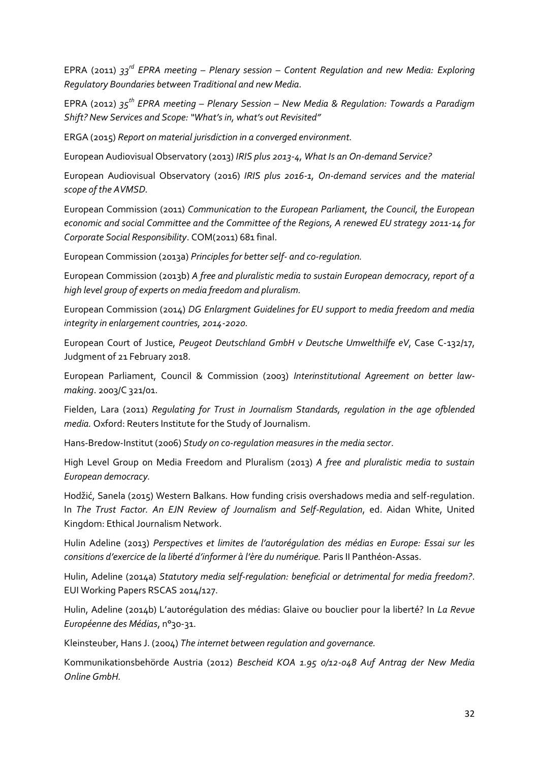EPRA (2011) *33rd EPRA meeting – Plenary session – Content Regulation and new Media: Exploring Regulatory Boundaries between Traditional and new Media*.

EPRA (2012) *35th EPRA meeting – Plenary Session – New Media & Regulation: Towards a Paradigm Shift? New Services and Scope: "What's in, what's out Revisited"*

ERGA (2015) *Report on material jurisdiction in a converged environment.*

European Audiovisual Observatory (2013) *IRIS plus 2013-4, What Is an On-demand Service?*

European Audiovisual Observatory (2016) *IRIS plus 2016-1, On-demand services and the material scope of the AVMSD.*

European Commission (2011) *Communication to the European Parliament, the Council, the European economic and social Committee and the Committee of the Regions, A renewed EU strategy 2011-14 for Corporate Social Responsibility*. COM(2011) 681 final.

European Commission (2013a) *Principles for better self- and co-regulation.*

European Commission (2013b) *A free and pluralistic media to sustain European democracy, report of a high level group of experts on media freedom and pluralism.*

European Commission (2014) *DG Enlargment Guidelines for EU support to media freedom and media integrity in enlargement countries, 2014-2020*.

European Court of Justice, *Peugeot Deutschland GmbH v Deutsche Umwelthilfe eV*, Case C-132/17, Judgment of 21 February 2018.

European Parliament, Council & Commission (2003) *Interinstitutional Agreement on better law-making*. 2003/C 321/01.

Fielden, Lara (2011) *Regulating for Trust in Journalism Standards, regulation in the age ofblended media.* Oxford: Reuters Institute for the Study of Journalism.

Hans-Bredow-Institut (2006) *Study on co-regulation measures in the media sector*.

High Level Group on Media Freedom and Pluralism (2013) *A free and pluralistic media to sustain European democracy.*

Hodžić, Sanela (2015) Western Balkans. How funding crisis overshadows media and self-regulation. In *The Trust Factor. An EJN Review of Journalism and Self-Regulation*, ed. Aidan White, United Kingdom: Ethical Journalism Network.

Hulin Adeline (2013) *Perspectives et limites de l'autorégulation des médias en Europe: Essai sur les consitions d'exercice de la liberté d'informer à l'ère du numérique.* Paris II Panthéon-Assas.

Hulin, Adeline (2014a) *Statutory media self-regulation: beneficial or detrimental for media freedom?*. EUI Working Papers RSCAS 2014/127.

Hulin, Adeline (2014b) L'autorégulation des médias: Glaive ou bouclier pour la liberté? In *La Revue Européenne des Médias*, n°30-31.

Kleinsteuber, Hans J. (2004) *The internet between regulation and governance.*

Kommunikationsbehörde Austria (2012) *Bescheid KOA 1.95 0/12-048 Auf Antrag der New Media Online GmbH.*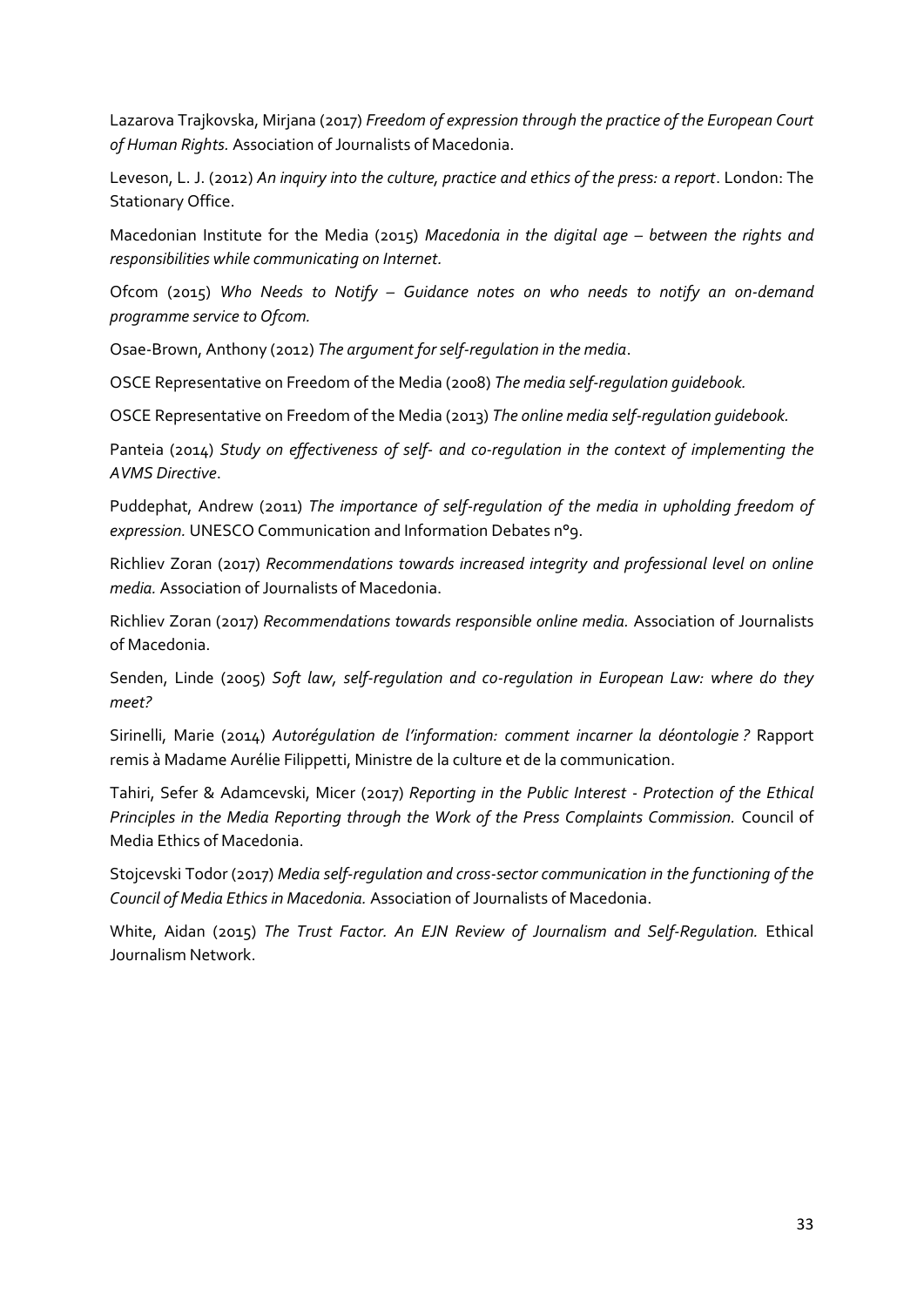Lazarova Trajkovska, Mirjana (2017) *Freedom of expression through the practice of the European Court of Human Rights.* Association of Journalists of Macedonia.

Leveson, L. J. (2012) *An inquiry into the culture, practice and ethics of the press: a report*. London: The Stationary Office.

Macedonian Institute for the Media (2015) *Macedonia in the digital age – between the rights and responsibilities while communicating on Internet.*

Ofcom (2015) *Who Needs to Notify – Guidance notes on who needs to notify an on-demand programme service to Ofcom.*

Osae-Brown, Anthony (2012) *The argument for self-regulation in the media*.

OSCE Representative on Freedom of the Media (2008) *The media self-regulation guidebook.*

OSCE Representative on Freedom of the Media (2013) *The online media self-regulation guidebook.*

Panteia (2014) *Study on effectiveness of self- and co-regulation in the context of implementing the AVMS Directive*.

Puddephat, Andrew (2011) *The importance of self-regulation of the media in upholding freedom of expression.* UNESCO Communication and Information Debates n°9.

Richliev Zoran (2017) *Recommendations towards increased integrity and professional level on online media.* Association of Journalists of Macedonia.

Richliev Zoran (2017) *Recommendations towards responsible online media.* Association of Journalists of Macedonia.

Senden, Linde (2005) *Soft law, self-regulation and co-regulation in European Law: where do they meet?*

Sirinelli, Marie (2014) *Autorégulation de l'information: comment incarner la déontologie ?* Rapport remis à Madame Aurélie Filippetti, Ministre de la culture et de la communication.

Tahiri, Sefer & Adamcevski, Micer (2017) *Reporting in the Public Interest - Protection of the Ethical Principles in the Media Reporting through the Work of the Press Complaints Commission.* Council of Media Ethics of Macedonia.

Stojcevski Todor (2017) *Media self-regulation and cross-sector communication in the functioning of the Council of Media Ethics in Macedonia.* Association of Journalists of Macedonia.

White, Aidan (2015) *The Trust Factor. An EJN Review of Journalism and Self-Regulation.* Ethical Journalism Network.